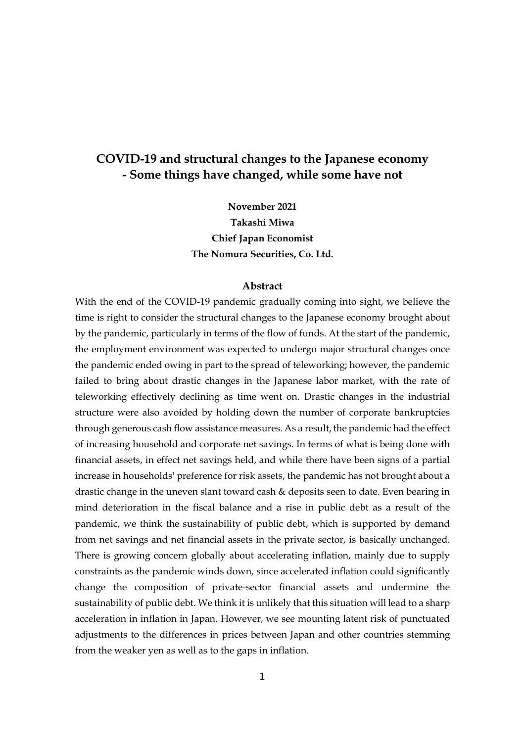# COVID-19 and structural changes to the Japanese economy - Some things have changed, while some have not

**November 2021**
**Takashi Miwa**
**Chief Japan Economist**
**The Nomura Securities, Co. Ltd.**

## Abstract

With the end of the COVID-19 pandemic gradually coming into sight, we believe the time is right to consider the structural changes to the Japanese economy brought about by the pandemic, particularly in terms of the flow of funds. At the start of the pandemic, the employment environment was expected to undergo major structural changes once the pandemic ended owing in part to the spread of teleworking; however, the pandemic failed to bring about drastic changes in the Japanese labor market, with the rate of teleworking effectively declining as time went on. Drastic changes in the industrial structure were also avoided by holding down the number of corporate bankruptcies through generous cash flow assistance measures. As a result, the pandemic had the effect of increasing household and corporate net savings. In terms of what is being done with financial assets, in effect net savings held, and while there have been signs of a partial increase in households' preference for risk assets, the pandemic has not brought about a drastic change in the uneven slant toward cash & deposits seen to date. Even bearing in mind deterioration in the fiscal balance and a rise in public debt as a result of the pandemic, we think the sustainability of public debt, which is supported by demand from net savings and net financial assets in the private sector, is basically unchanged. There is growing concern globally about accelerating inflation, mainly due to supply constraints as the pandemic winds down, since accelerated inflation could significantly change the composition of private-sector financial assets and undermine the sustainability of public debt. We think it is unlikely that this situation will lead to a sharp acceleration in inflation in Japan. However, we see mounting latent risk of punctuated adjustments to the differences in prices between Japan and other countries stemming from the weaker yen as well as to the gaps in inflation.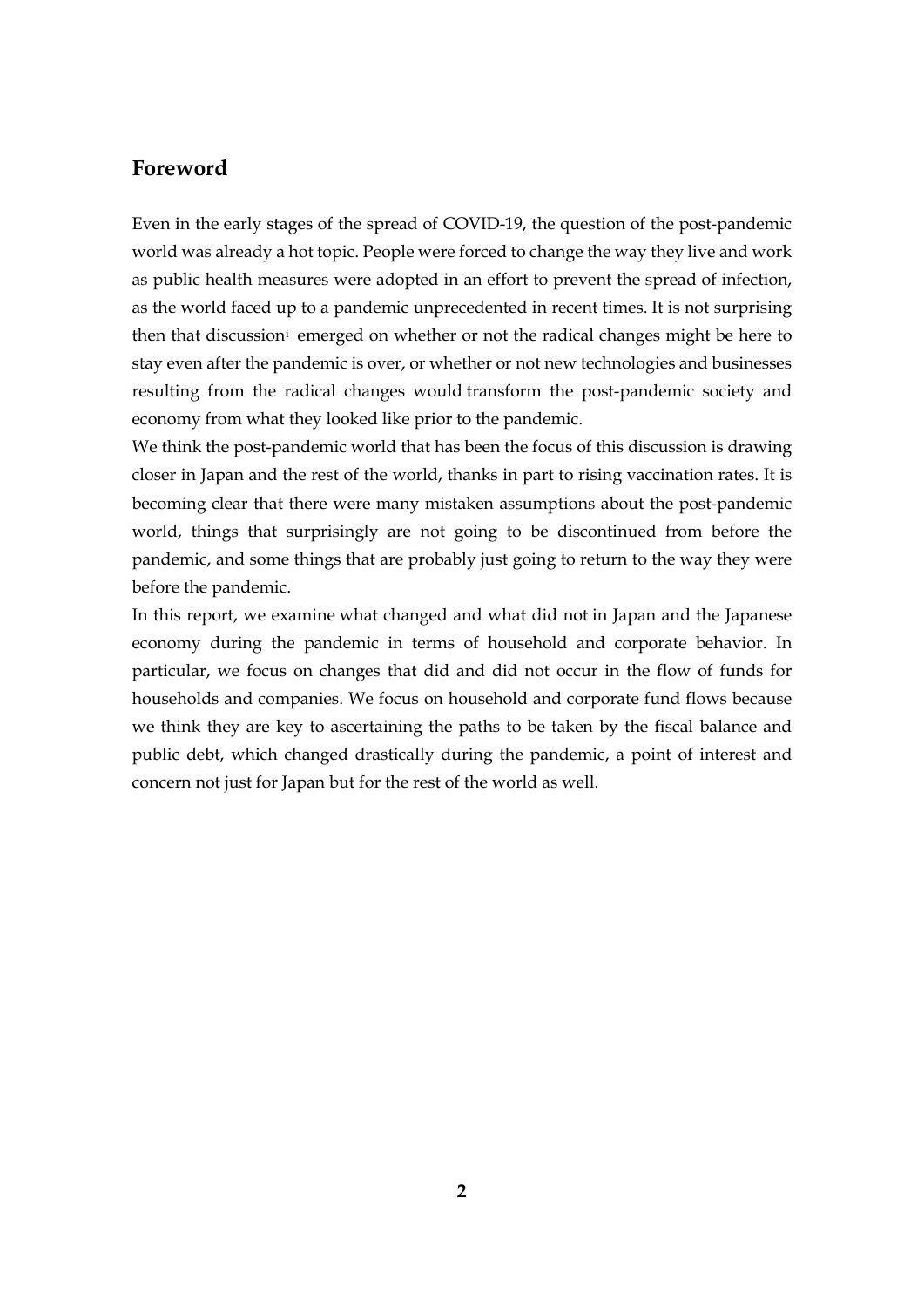## Foreword

Even in the early stages of the spread of COVID-19, the question of the post-pandemic world was already a hot topic. People were forced to change the way they live and work as public health measures were adopted in an effort to prevent the spread of infection, as the world faced up to a pandemic unprecedented in recent times. It is not surprising then that discussion[i] emerged on whether or not the radical changes might be here to stay even after the pandemic is over, or whether or not new technologies and businesses resulting from the radical changes would transform the post-pandemic society and economy from what they looked like prior to the pandemic.

We think the post-pandemic world that has been the focus of this discussion is drawing closer in Japan and the rest of the world, thanks in part to rising vaccination rates. It is becoming clear that there were many mistaken assumptions about the post-pandemic world, things that surprisingly are not going to be discontinued from before the pandemic, and some things that are probably just going to return to the way they were before the pandemic.

In this report, we examine what changed and what did not in Japan and the Japanese economy during the pandemic in terms of household and corporate behavior. In particular, we focus on changes that did and did not occur in the flow of funds for households and companies. We focus on household and corporate fund flows because we think they are key to ascertaining the paths to be taken by the fiscal balance and public debt, which changed drastically during the pandemic, a point of interest and concern not just for Japan but for the rest of the world as well.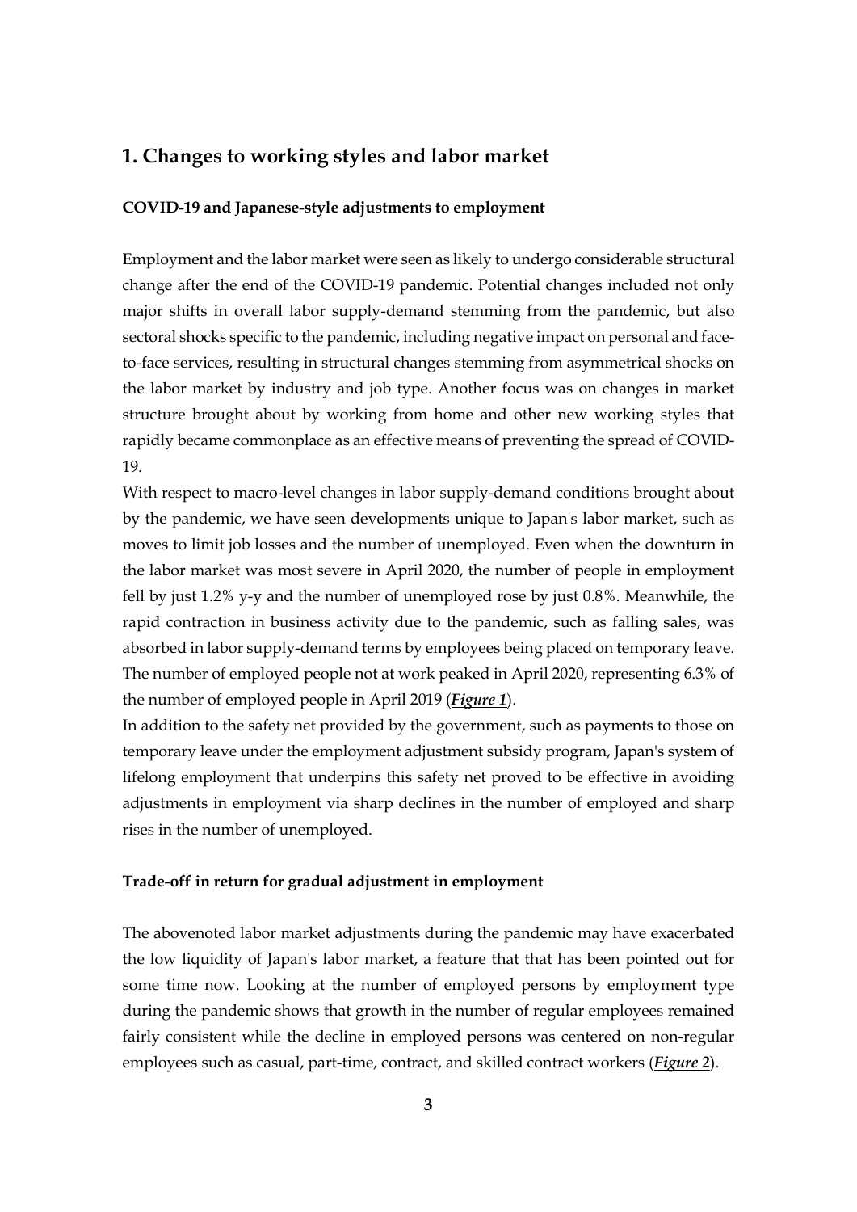## 1. Changes to working styles and labor market

### COVID-19 and Japanese-style adjustments to employment

Employment and the labor market were seen as likely to undergo considerable structural change after the end of the COVID-19 pandemic. Potential changes included not only major shifts in overall labor supply-demand stemming from the pandemic, but also sectoral shocks specific to the pandemic, including negative impact on personal and face-to-face services, resulting in structural changes stemming from asymmetrical shocks on the labor market by industry and job type. Another focus was on changes in market structure brought about by working from home and other new working styles that rapidly became commonplace as an effective means of preventing the spread of COVID-19.

With respect to macro-level changes in labor supply-demand conditions brought about by the pandemic, we have seen developments unique to Japan's labor market, such as moves to limit job losses and the number of unemployed. Even when the downturn in the labor market was most severe in April 2020, the number of people in employment fell by just 1.2% y-y and the number of unemployed rose by just 0.8%. Meanwhile, the rapid contraction in business activity due to the pandemic, such as falling sales, was absorbed in labor supply-demand terms by employees being placed on temporary leave. The number of employed people not at work peaked in April 2020, representing 6.3% of the number of employed people in April 2019 (***Figure 1***).

In addition to the safety net provided by the government, such as payments to those on temporary leave under the employment adjustment subsidy program, Japan's system of lifelong employment that underpins this safety net proved to be effective in avoiding adjustments in employment via sharp declines in the number of employed and sharp rises in the number of unemployed.

### Trade-off in return for gradual adjustment in employment

The abovenoted labor market adjustments during the pandemic may have exacerbated the low liquidity of Japan's labor market, a feature that that has been pointed out for some time now. Looking at the number of employed persons by employment type during the pandemic shows that growth in the number of regular employees remained fairly consistent while the decline in employed persons was centered on non-regular employees such as casual, part-time, contract, and skilled contract workers (***Figure 2***).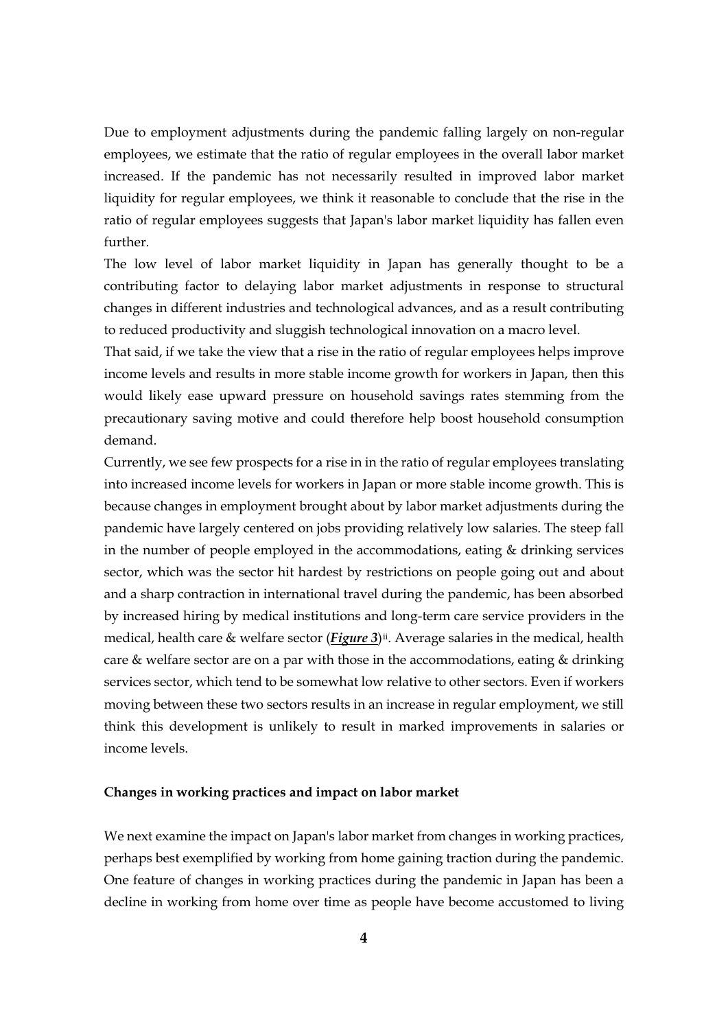Due to employment adjustments during the pandemic falling largely on non-regular employees, we estimate that the ratio of regular employees in the overall labor market increased. If the pandemic has not necessarily resulted in improved labor market liquidity for regular employees, we think it reasonable to conclude that the rise in the ratio of regular employees suggests that Japan's labor market liquidity has fallen even further.

The low level of labor market liquidity in Japan has generally thought to be a contributing factor to delaying labor market adjustments in response to structural changes in different industries and technological advances, and as a result contributing to reduced productivity and sluggish technological innovation on a macro level.

That said, if we take the view that a rise in the ratio of regular employees helps improve income levels and results in more stable income growth for workers in Japan, then this would likely ease upward pressure on household savings rates stemming from the precautionary saving motive and could therefore help boost household consumption demand.

Currently, we see few prospects for a rise in in the ratio of regular employees translating into increased income levels for workers in Japan or more stable income growth. This is because changes in employment brought about by labor market adjustments during the pandemic have largely centered on jobs providing relatively low salaries. The steep fall in the number of people employed in the accommodations, eating & drinking services sector, which was the sector hit hardest by restrictions on people going out and about and a sharp contraction in international travel during the pandemic, has been absorbed by increased hiring by medical institutions and long-term care service providers in the medical, health care & welfare sector (***Figure 3***)[ii]. Average salaries in the medical, health care & welfare sector are on a par with those in the accommodations, eating & drinking services sector, which tend to be somewhat low relative to other sectors. Even if workers moving between these two sectors results in an increase in regular employment, we still think this development is unlikely to result in marked improvements in salaries or income levels.

**Changes in working practices and impact on labor market**

We next examine the impact on Japan's labor market from changes in working practices, perhaps best exemplified by working from home gaining traction during the pandemic. One feature of changes in working practices during the pandemic in Japan has been a decline in working from home over time as people have become accustomed to living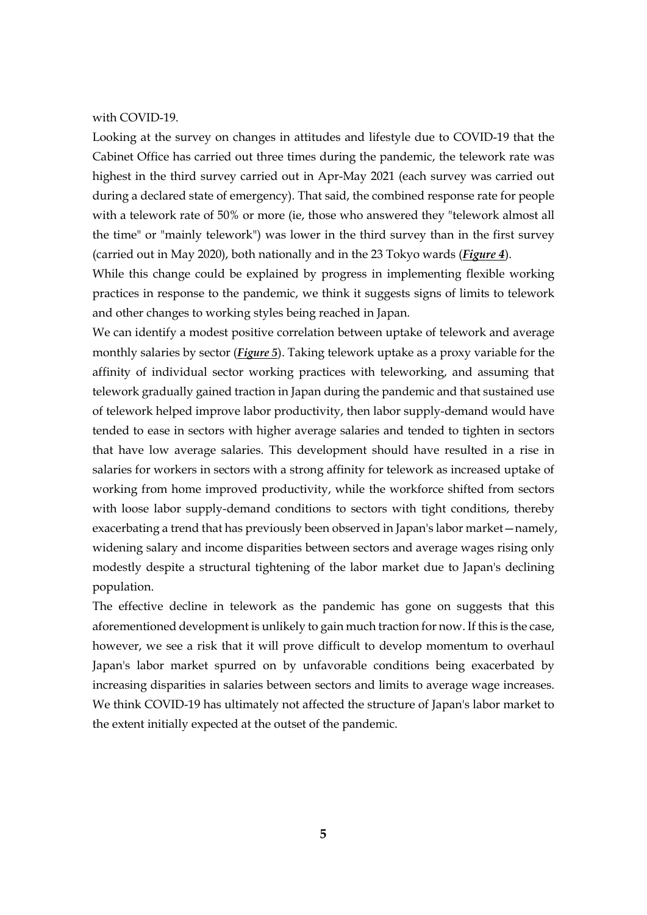with COVID-19.

Looking at the survey on changes in attitudes and lifestyle due to COVID-19 that the Cabinet Office has carried out three times during the pandemic, the telework rate was highest in the third survey carried out in Apr-May 2021 (each survey was carried out during a declared state of emergency). That said, the combined response rate for people with a telework rate of 50% or more (ie, those who answered they "telework almost all the time" or "mainly telework") was lower in the third survey than in the first survey (carried out in May 2020), both nationally and in the 23 Tokyo wards (***Figure 4***).

While this change could be explained by progress in implementing flexible working practices in response to the pandemic, we think it suggests signs of limits to telework and other changes to working styles being reached in Japan.

We can identify a modest positive correlation between uptake of telework and average monthly salaries by sector (***Figure 5***). Taking telework uptake as a proxy variable for the affinity of individual sector working practices with teleworking, and assuming that telework gradually gained traction in Japan during the pandemic and that sustained use of telework helped improve labor productivity, then labor supply-demand would have tended to ease in sectors with higher average salaries and tended to tighten in sectors that have low average salaries. This development should have resulted in a rise in salaries for workers in sectors with a strong affinity for telework as increased uptake of working from home improved productivity, while the workforce shifted from sectors with loose labor supply-demand conditions to sectors with tight conditions, thereby exacerbating a trend that has previously been observed in Japan's labor market—namely, widening salary and income disparities between sectors and average wages rising only modestly despite a structural tightening of the labor market due to Japan's declining population.

The effective decline in telework as the pandemic has gone on suggests that this aforementioned development is unlikely to gain much traction for now. If this is the case, however, we see a risk that it will prove difficult to develop momentum to overhaul Japan's labor market spurred on by unfavorable conditions being exacerbated by increasing disparities in salaries between sectors and limits to average wage increases. We think COVID-19 has ultimately not affected the structure of Japan's labor market to the extent initially expected at the outset of the pandemic.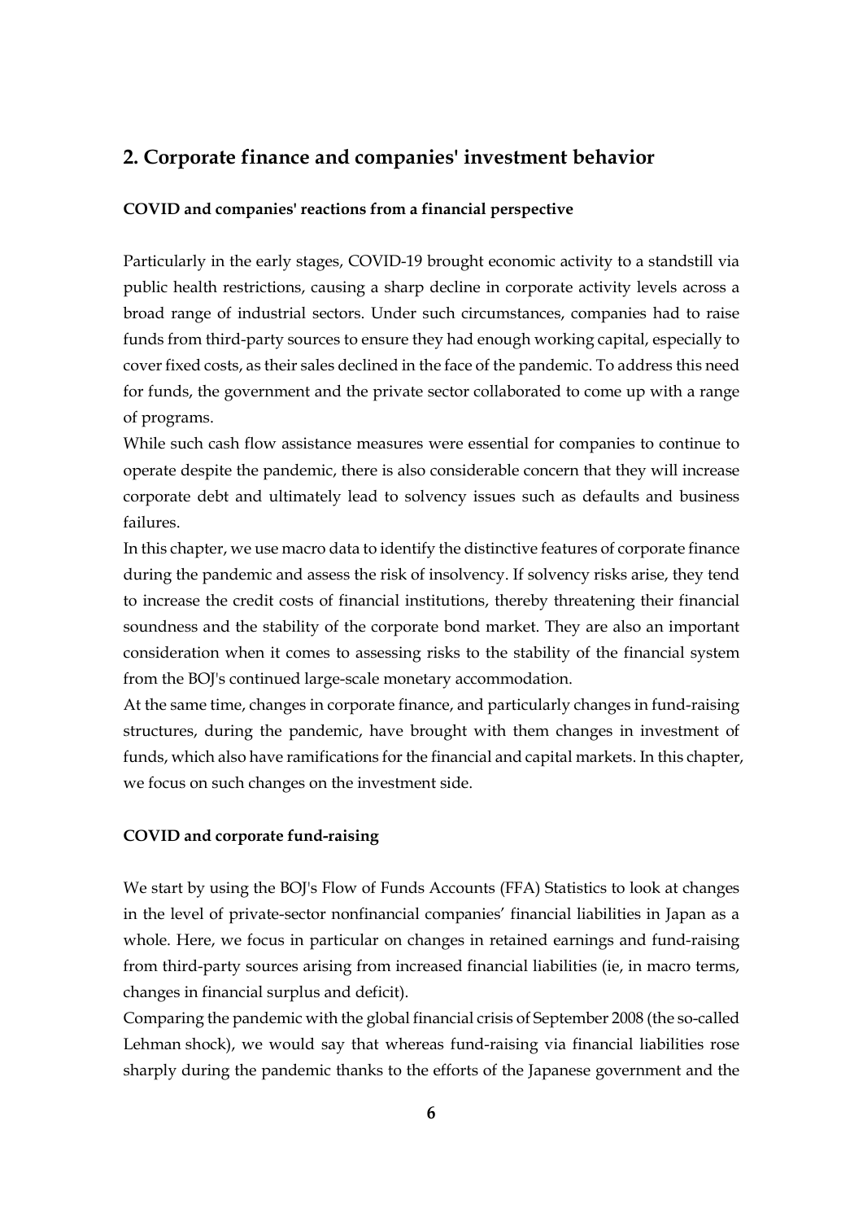## 2. Corporate finance and companies' investment behavior

**COVID and companies' reactions from a financial perspective**

Particularly in the early stages, COVID-19 brought economic activity to a standstill via public health restrictions, causing a sharp decline in corporate activity levels across a broad range of industrial sectors. Under such circumstances, companies had to raise funds from third-party sources to ensure they had enough working capital, especially to cover fixed costs, as their sales declined in the face of the pandemic. To address this need for funds, the government and the private sector collaborated to come up with a range of programs.

While such cash flow assistance measures were essential for companies to continue to operate despite the pandemic, there is also considerable concern that they will increase corporate debt and ultimately lead to solvency issues such as defaults and business failures.

In this chapter, we use macro data to identify the distinctive features of corporate finance during the pandemic and assess the risk of insolvency. If solvency risks arise, they tend to increase the credit costs of financial institutions, thereby threatening their financial soundness and the stability of the corporate bond market. They are also an important consideration when it comes to assessing risks to the stability of the financial system from the BOJ's continued large-scale monetary accommodation.

At the same time, changes in corporate finance, and particularly changes in fund-raising structures, during the pandemic, have brought with them changes in investment of funds, which also have ramifications for the financial and capital markets. In this chapter, we focus on such changes on the investment side.

**COVID and corporate fund-raising**

We start by using the BOJ's Flow of Funds Accounts (FFA) Statistics to look at changes in the level of private-sector nonfinancial companies' financial liabilities in Japan as a whole. Here, we focus in particular on changes in retained earnings and fund-raising from third-party sources arising from increased financial liabilities (ie, in macro terms, changes in financial surplus and deficit).

Comparing the pandemic with the global financial crisis of September 2008 (the so-called Lehman shock), we would say that whereas fund-raising via financial liabilities rose sharply during the pandemic thanks to the efforts of the Japanese government and the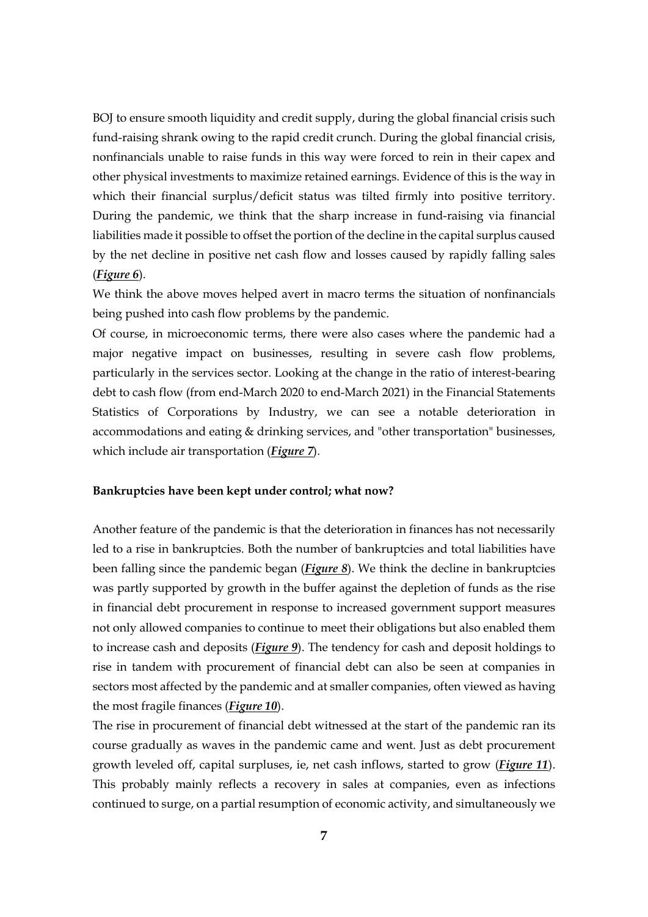BOJ to ensure smooth liquidity and credit supply, during the global financial crisis such fund-raising shrank owing to the rapid credit crunch. During the global financial crisis, nonfinancials unable to raise funds in this way were forced to rein in their capex and other physical investments to maximize retained earnings. Evidence of this is the way in which their financial surplus/deficit status was tilted firmly into positive territory. During the pandemic, we think that the sharp increase in fund-raising via financial liabilities made it possible to offset the portion of the decline in the capital surplus caused by the net decline in positive net cash flow and losses caused by rapidly falling sales (***Figure 6***).

We think the above moves helped avert in macro terms the situation of nonfinancials being pushed into cash flow problems by the pandemic.

Of course, in microeconomic terms, there were also cases where the pandemic had a major negative impact on businesses, resulting in severe cash flow problems, particularly in the services sector. Looking at the change in the ratio of interest-bearing debt to cash flow (from end-March 2020 to end-March 2021) in the Financial Statements Statistics of Corporations by Industry, we can see a notable deterioration in accommodations and eating & drinking services, and "other transportation" businesses, which include air transportation (***Figure 7***).

**Bankruptcies have been kept under control; what now?**

Another feature of the pandemic is that the deterioration in finances has not necessarily led to a rise in bankruptcies. Both the number of bankruptcies and total liabilities have been falling since the pandemic began (***Figure 8***). We think the decline in bankruptcies was partly supported by growth in the buffer against the depletion of funds as the rise in financial debt procurement in response to increased government support measures not only allowed companies to continue to meet their obligations but also enabled them to increase cash and deposits (***Figure 9***). The tendency for cash and deposit holdings to rise in tandem with procurement of financial debt can also be seen at companies in sectors most affected by the pandemic and at smaller companies, often viewed as having the most fragile finances (***Figure 10***).

The rise in procurement of financial debt witnessed at the start of the pandemic ran its course gradually as waves in the pandemic came and went. Just as debt procurement growth leveled off, capital surpluses, ie, net cash inflows, started to grow (***Figure 11***). This probably mainly reflects a recovery in sales at companies, even as infections continued to surge, on a partial resumption of economic activity, and simultaneously we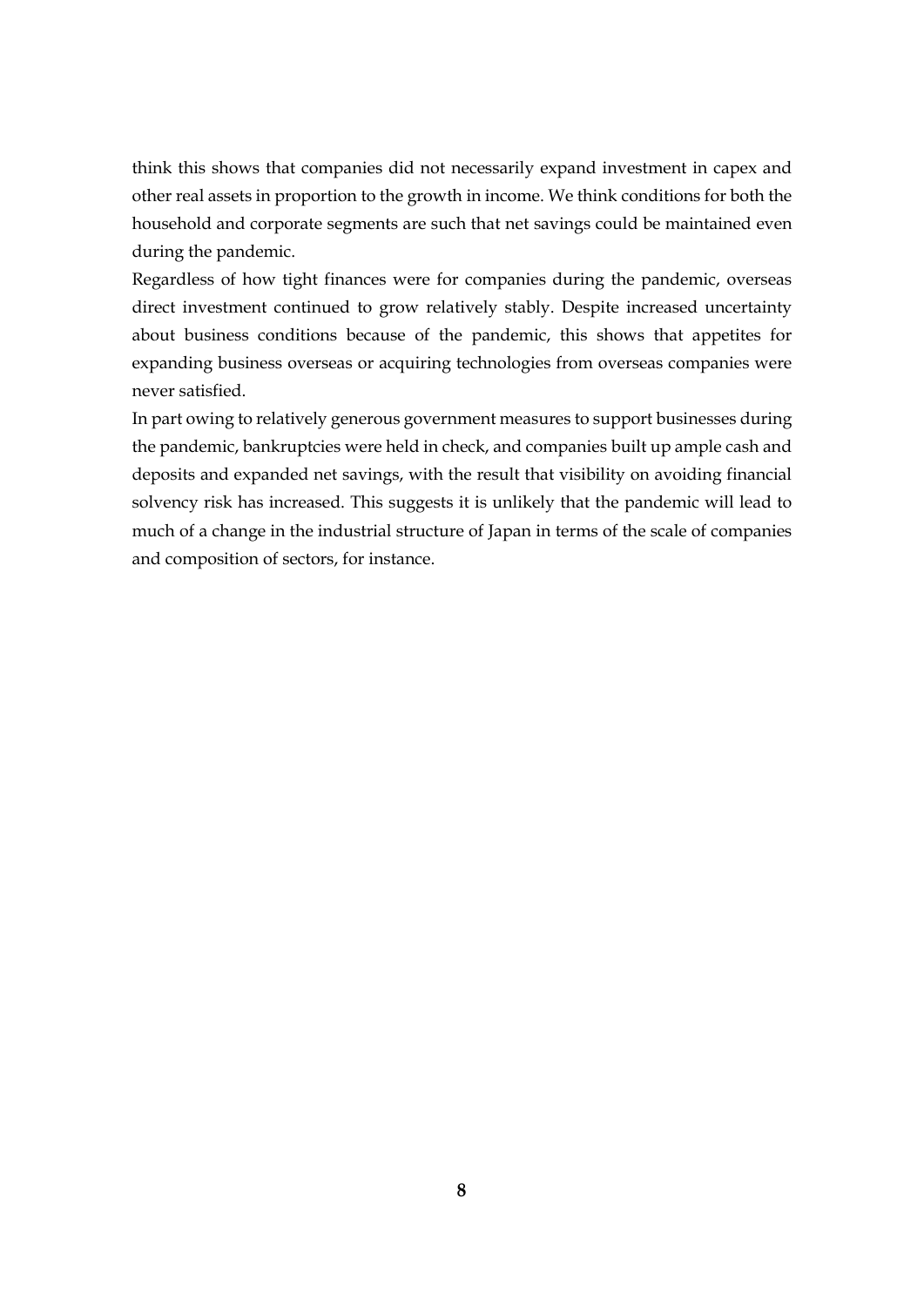think this shows that companies did not necessarily expand investment in capex and other real assets in proportion to the growth in income. We think conditions for both the household and corporate segments are such that net savings could be maintained even during the pandemic.

Regardless of how tight finances were for companies during the pandemic, overseas direct investment continued to grow relatively stably. Despite increased uncertainty about business conditions because of the pandemic, this shows that appetites for expanding business overseas or acquiring technologies from overseas companies were never satisfied.

In part owing to relatively generous government measures to support businesses during the pandemic, bankruptcies were held in check, and companies built up ample cash and deposits and expanded net savings, with the result that visibility on avoiding financial solvency risk has increased. This suggests it is unlikely that the pandemic will lead to much of a change in the industrial structure of Japan in terms of the scale of companies and composition of sectors, for instance.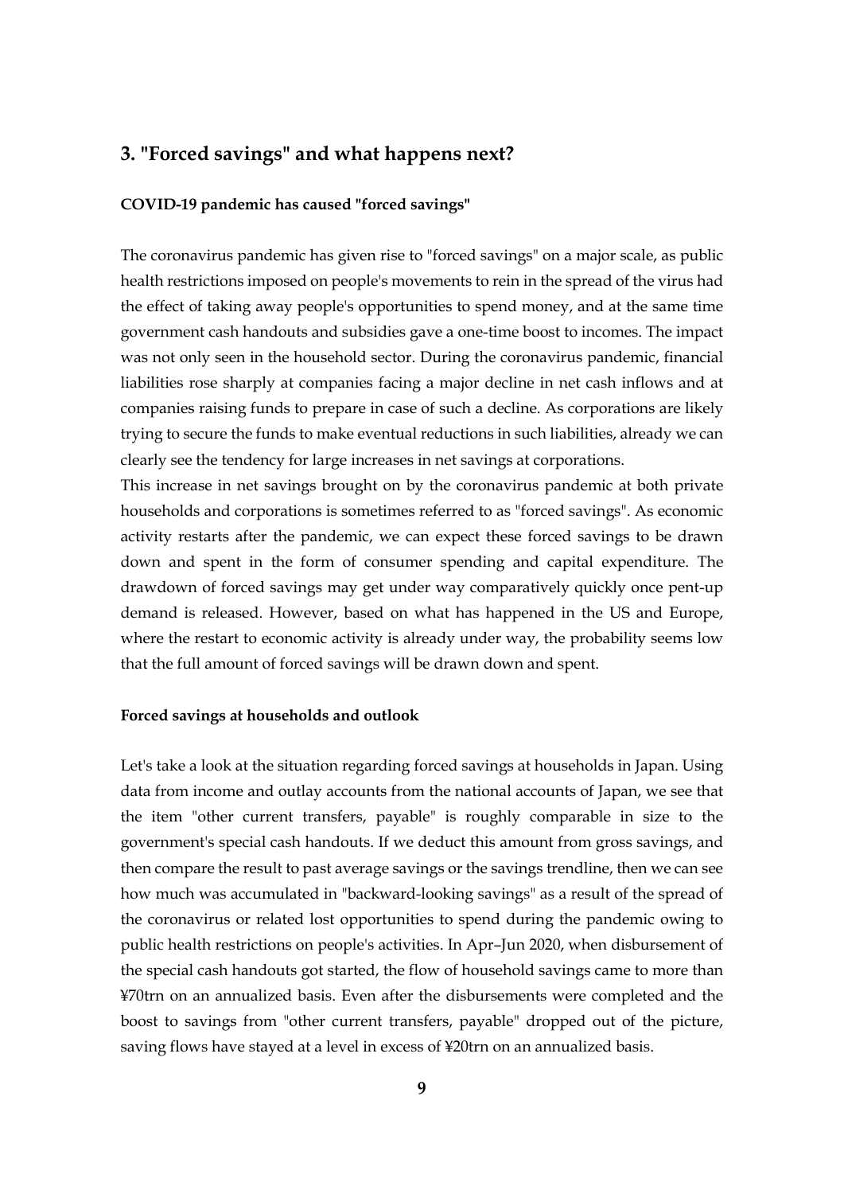## 3. "Forced savings" and what happens next?

### COVID-19 pandemic has caused "forced savings"

The coronavirus pandemic has given rise to "forced savings" on a major scale, as public health restrictions imposed on people's movements to rein in the spread of the virus had the effect of taking away people's opportunities to spend money, and at the same time government cash handouts and subsidies gave a one-time boost to incomes. The impact was not only seen in the household sector. During the coronavirus pandemic, financial liabilities rose sharply at companies facing a major decline in net cash inflows and at companies raising funds to prepare in case of such a decline. As corporations are likely trying to secure the funds to make eventual reductions in such liabilities, already we can clearly see the tendency for large increases in net savings at corporations.

This increase in net savings brought on by the coronavirus pandemic at both private households and corporations is sometimes referred to as "forced savings". As economic activity restarts after the pandemic, we can expect these forced savings to be drawn down and spent in the form of consumer spending and capital expenditure. The drawdown of forced savings may get under way comparatively quickly once pent-up demand is released. However, based on what has happened in the US and Europe, where the restart to economic activity is already under way, the probability seems low that the full amount of forced savings will be drawn down and spent.

### Forced savings at households and outlook

Let's take a look at the situation regarding forced savings at households in Japan. Using data from income and outlay accounts from the national accounts of Japan, we see that the item "other current transfers, payable" is roughly comparable in size to the government's special cash handouts. If we deduct this amount from gross savings, and then compare the result to past average savings or the savings trendline, then we can see how much was accumulated in "backward-looking savings" as a result of the spread of the coronavirus or related lost opportunities to spend during the pandemic owing to public health restrictions on people's activities. In Apr–Jun 2020, when disbursement of the special cash handouts got started, the flow of household savings came to more than ¥70trn on an annualized basis. Even after the disbursements were completed and the boost to savings from "other current transfers, payable" dropped out of the picture, saving flows have stayed at a level in excess of ¥20trn on an annualized basis.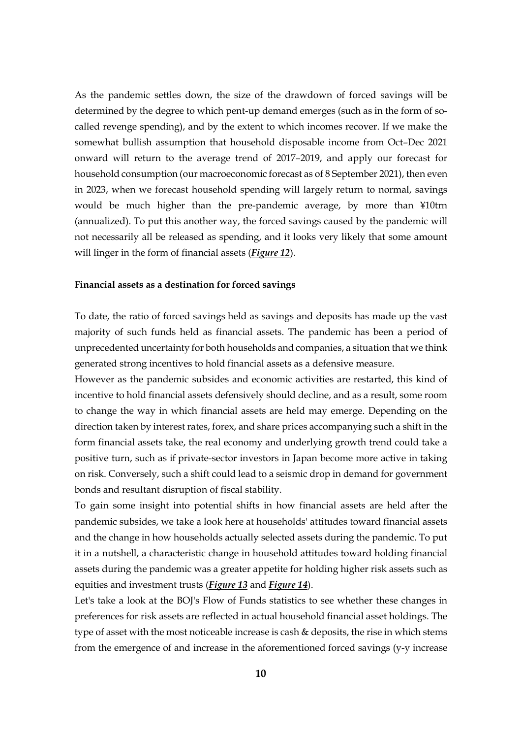As the pandemic settles down, the size of the drawdown of forced savings will be determined by the degree to which pent-up demand emerges (such as in the form of so-called revenge spending), and by the extent to which incomes recover. If we make the somewhat bullish assumption that household disposable income from Oct–Dec 2021 onward will return to the average trend of 2017–2019, and apply our forecast for household consumption (our macroeconomic forecast as of 8 September 2021), then even in 2023, when we forecast household spending will largely return to normal, savings would be much higher than the pre-pandemic average, by more than ¥10trn (annualized). To put this another way, the forced savings caused by the pandemic will not necessarily all be released as spending, and it looks very likely that some amount will linger in the form of financial assets (***Figure 12***).

**Financial assets as a destination for forced savings**

To date, the ratio of forced savings held as savings and deposits has made up the vast majority of such funds held as financial assets. The pandemic has been a period of unprecedented uncertainty for both households and companies, a situation that we think generated strong incentives to hold financial assets as a defensive measure.

However as the pandemic subsides and economic activities are restarted, this kind of incentive to hold financial assets defensively should decline, and as a result, some room to change the way in which financial assets are held may emerge. Depending on the direction taken by interest rates, forex, and share prices accompanying such a shift in the form financial assets take, the real economy and underlying growth trend could take a positive turn, such as if private-sector investors in Japan become more active in taking on risk. Conversely, such a shift could lead to a seismic drop in demand for government bonds and resultant disruption of fiscal stability.

To gain some insight into potential shifts in how financial assets are held after the pandemic subsides, we take a look here at households' attitudes toward financial assets and the change in how households actually selected assets during the pandemic. To put it in a nutshell, a characteristic change in household attitudes toward holding financial assets during the pandemic was a greater appetite for holding higher risk assets such as equities and investment trusts (***Figure 13*** and ***Figure 14***).

Let's take a look at the BOJ's Flow of Funds statistics to see whether these changes in preferences for risk assets are reflected in actual household financial asset holdings. The type of asset with the most noticeable increase is cash & deposits, the rise in which stems from the emergence of and increase in the aforementioned forced savings (y-y increase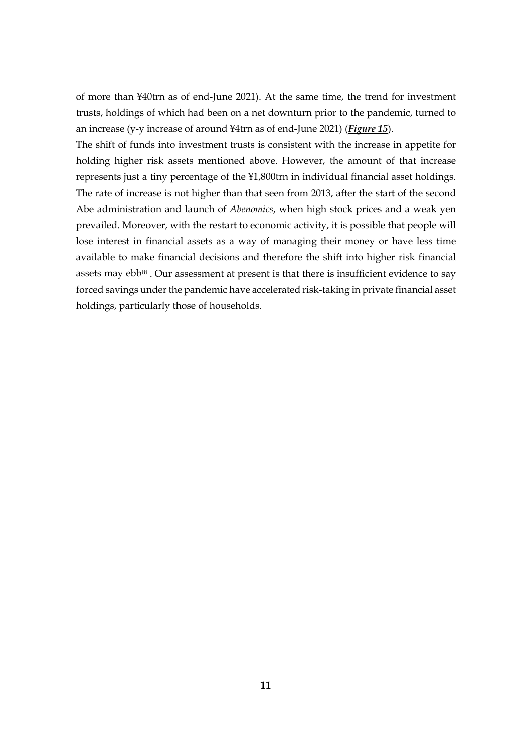of more than ¥40trn as of end-June 2021). At the same time, the trend for investment trusts, holdings of which had been on a net downturn prior to the pandemic, turned to an increase (y-y increase of around ¥4trn as of end-June 2021) (***Figure 15***).

The shift of funds into investment trusts is consistent with the increase in appetite for holding higher risk assets mentioned above. However, the amount of that increase represents just a tiny percentage of the ¥1,800trn in individual financial asset holdings. The rate of increase is not higher than that seen from 2013, after the start of the second Abe administration and launch of *Abenomics*, when high stock prices and a weak yen prevailed. Moreover, with the restart to economic activity, it is possible that people will lose interest in financial assets as a way of managing their money or have less time available to make financial decisions and therefore the shift into higher risk financial assets may ebb[iii] . Our assessment at present is that there is insufficient evidence to say forced savings under the pandemic have accelerated risk-taking in private financial asset holdings, particularly those of households.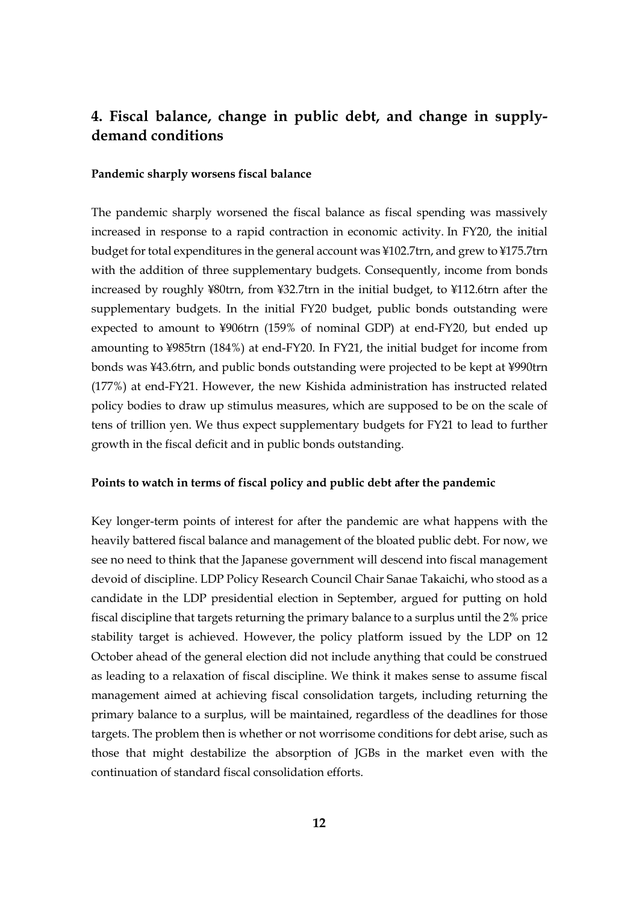## 4. Fiscal balance, change in public debt, and change in supply-demand conditions

**Pandemic sharply worsens fiscal balance**

The pandemic sharply worsened the fiscal balance as fiscal spending was massively increased in response to a rapid contraction in economic activity. In FY20, the initial budget for total expenditures in the general account was ¥102.7trn, and grew to ¥175.7trn with the addition of three supplementary budgets. Consequently, income from bonds increased by roughly ¥80trn, from ¥32.7trn in the initial budget, to ¥112.6trn after the supplementary budgets. In the initial FY20 budget, public bonds outstanding were expected to amount to ¥906trn (159% of nominal GDP) at end-FY20, but ended up amounting to ¥985trn (184%) at end-FY20. In FY21, the initial budget for income from bonds was ¥43.6trn, and public bonds outstanding were projected to be kept at ¥990trn (177%) at end-FY21. However, the new Kishida administration has instructed related policy bodies to draw up stimulus measures, which are supposed to be on the scale of tens of trillion yen. We thus expect supplementary budgets for FY21 to lead to further growth in the fiscal deficit and in public bonds outstanding.

**Points to watch in terms of fiscal policy and public debt after the pandemic**

Key longer-term points of interest for after the pandemic are what happens with the heavily battered fiscal balance and management of the bloated public debt. For now, we see no need to think that the Japanese government will descend into fiscal management devoid of discipline. LDP Policy Research Council Chair Sanae Takaichi, who stood as a candidate in the LDP presidential election in September, argued for putting on hold fiscal discipline that targets returning the primary balance to a surplus until the 2% price stability target is achieved. However, the policy platform issued by the LDP on 12 October ahead of the general election did not include anything that could be construed as leading to a relaxation of fiscal discipline. We think it makes sense to assume fiscal management aimed at achieving fiscal consolidation targets, including returning the primary balance to a surplus, will be maintained, regardless of the deadlines for those targets. The problem then is whether or not worrisome conditions for debt arise, such as those that might destabilize the absorption of JGBs in the market even with the continuation of standard fiscal consolidation efforts.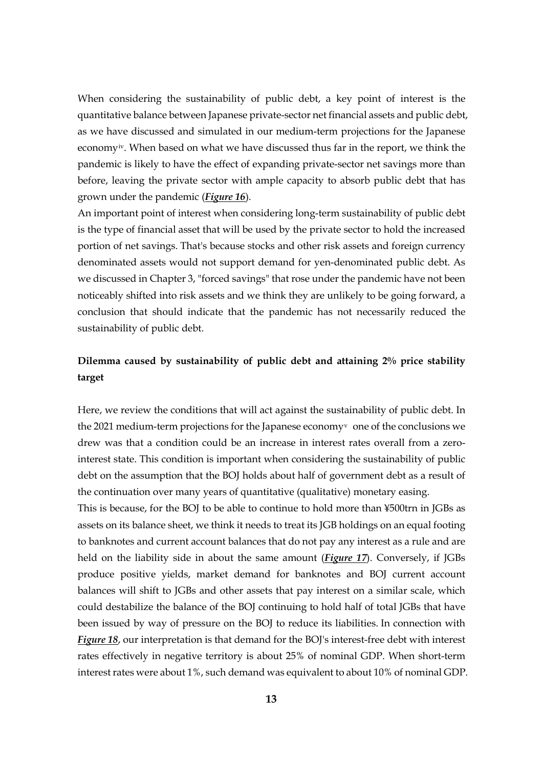When considering the sustainability of public debt, a key point of interest is the quantitative balance between Japanese private-sector net financial assets and public debt, as we have discussed and simulated in our medium-term projections for the Japanese economy[iv]. When based on what we have discussed thus far in the report, we think the pandemic is likely to have the effect of expanding private-sector net savings more than before, leaving the private sector with ample capacity to absorb public debt that has grown under the pandemic (***Figure 16***).

An important point of interest when considering long-term sustainability of public debt is the type of financial asset that will be used by the private sector to hold the increased portion of net savings. That's because stocks and other risk assets and foreign currency denominated assets would not support demand for yen-denominated public debt. As we discussed in Chapter 3, "forced savings" that rose under the pandemic have not been noticeably shifted into risk assets and we think they are unlikely to be going forward, a conclusion that should indicate that the pandemic has not necessarily reduced the sustainability of public debt.

## Dilemma caused by sustainability of public debt and attaining 2% price stability target

Here, we review the conditions that will act against the sustainability of public debt. In the 2021 medium-term projections for the Japanese economy[v] one of the conclusions we drew was that a condition could be an increase in interest rates overall from a zero-interest state. This condition is important when considering the sustainability of public debt on the assumption that the BOJ holds about half of government debt as a result of the continuation over many years of quantitative (qualitative) monetary easing.

This is because, for the BOJ to be able to continue to hold more than ¥500trn in JGBs as assets on its balance sheet, we think it needs to treat its JGB holdings on an equal footing to banknotes and current account balances that do not pay any interest as a rule and are held on the liability side in about the same amount (***Figure 17***). Conversely, if JGBs produce positive yields, market demand for banknotes and BOJ current account balances will shift to JGBs and other assets that pay interest on a similar scale, which could destabilize the balance of the BOJ continuing to hold half of total JGBs that have been issued by way of pressure on the BOJ to reduce its liabilities. In connection with ***Figure 18***, our interpretation is that demand for the BOJ's interest-free debt with interest rates effectively in negative territory is about 25% of nominal GDP. When short-term interest rates were about 1%, such demand was equivalent to about 10% of nominal GDP.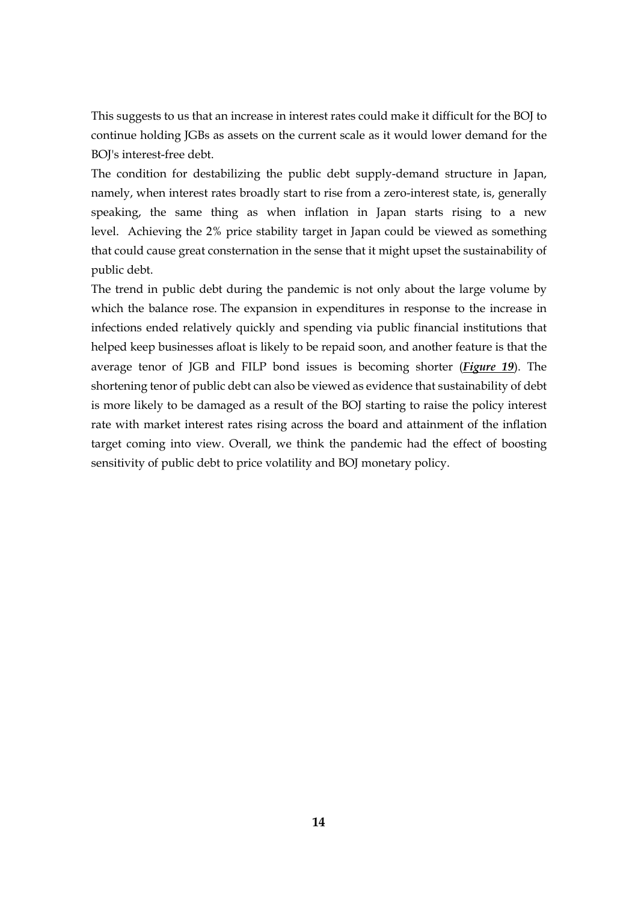This suggests to us that an increase in interest rates could make it difficult for the BOJ to continue holding JGBs as assets on the current scale as it would lower demand for the BOJ's interest-free debt.

The condition for destabilizing the public debt supply-demand structure in Japan, namely, when interest rates broadly start to rise from a zero-interest state, is, generally speaking, the same thing as when inflation in Japan starts rising to a new level. Achieving the 2% price stability target in Japan could be viewed as something that could cause great consternation in the sense that it might upset the sustainability of public debt.

The trend in public debt during the pandemic is not only about the large volume by which the balance rose. The expansion in expenditures in response to the increase in infections ended relatively quickly and spending via public financial institutions that helped keep businesses afloat is likely to be repaid soon, and another feature is that the average tenor of JGB and FILP bond issues is becoming shorter (***Figure 19***). The shortening tenor of public debt can also be viewed as evidence that sustainability of debt is more likely to be damaged as a result of the BOJ starting to raise the policy interest rate with market interest rates rising across the board and attainment of the inflation target coming into view. Overall, we think the pandemic had the effect of boosting sensitivity of public debt to price volatility and BOJ monetary policy.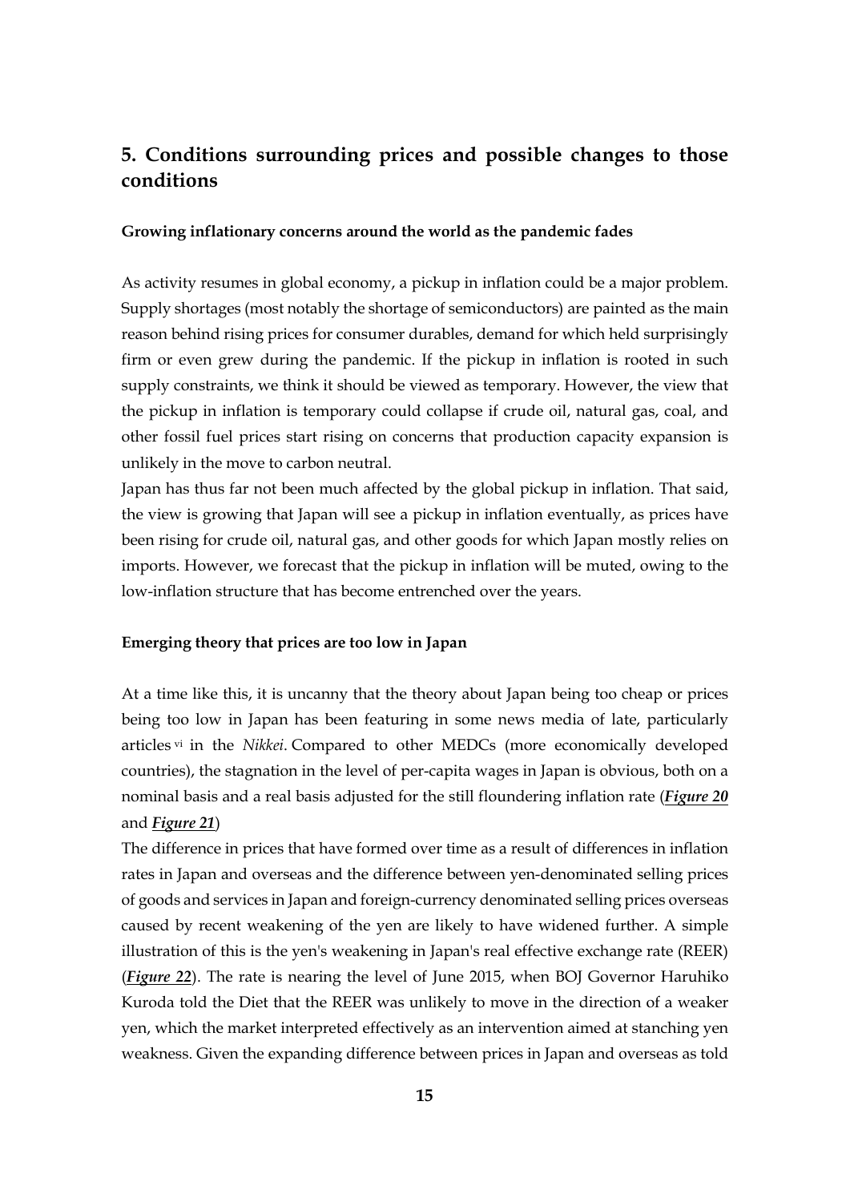## 5. Conditions surrounding prices and possible changes to those conditions

**Growing inflationary concerns around the world as the pandemic fades**

As activity resumes in global economy, a pickup in inflation could be a major problem. Supply shortages (most notably the shortage of semiconductors) are painted as the main reason behind rising prices for consumer durables, demand for which held surprisingly firm or even grew during the pandemic. If the pickup in inflation is rooted in such supply constraints, we think it should be viewed as temporary. However, the view that the pickup in inflation is temporary could collapse if crude oil, natural gas, coal, and other fossil fuel prices start rising on concerns that production capacity expansion is unlikely in the move to carbon neutral.

Japan has thus far not been much affected by the global pickup in inflation. That said, the view is growing that Japan will see a pickup in inflation eventually, as prices have been rising for crude oil, natural gas, and other goods for which Japan mostly relies on imports. However, we forecast that the pickup in inflation will be muted, owing to the low-inflation structure that has become entrenched over the years.

**Emerging theory that prices are too low in Japan**

At a time like this, it is uncanny that the theory about Japan being too cheap or prices being too low in Japan has been featuring in some news media of late, particularly articles [vi] in the *Nikkei*. Compared to other MEDCs (more economically developed countries), the stagnation in the level of per-capita wages in Japan is obvious, both on a nominal basis and a real basis adjusted for the still floundering inflation rate (***Figure 20*** and ***Figure 21***)

The difference in prices that have formed over time as a result of differences in inflation rates in Japan and overseas and the difference between yen-denominated selling prices of goods and services in Japan and foreign-currency denominated selling prices overseas caused by recent weakening of the yen are likely to have widened further. A simple illustration of this is the yen's weakening in Japan's real effective exchange rate (REER) (***Figure 22***). The rate is nearing the level of June 2015, when BOJ Governor Haruhiko Kuroda told the Diet that the REER was unlikely to move in the direction of a weaker yen, which the market interpreted effectively as an intervention aimed at stanching yen weakness. Given the expanding difference between prices in Japan and overseas as told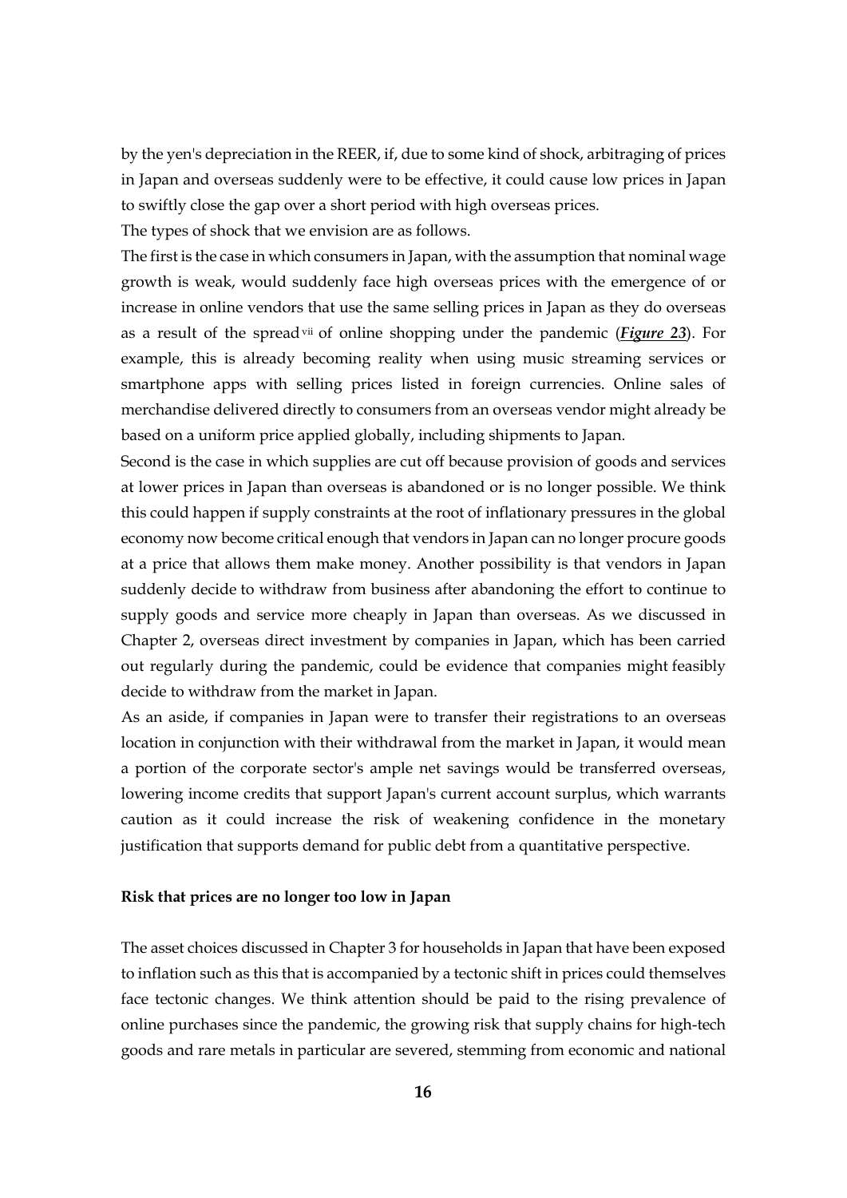by the yen's depreciation in the REER, if, due to some kind of shock, arbitraging of prices in Japan and overseas suddenly were to be effective, it could cause low prices in Japan to swiftly close the gap over a short period with high overseas prices.

The types of shock that we envision are as follows.

The first is the case in which consumers in Japan, with the assumption that nominal wage growth is weak, would suddenly face high overseas prices with the emergence of or increase in online vendors that use the same selling prices in Japan as they do overseas as a result of the spread [vii] of online shopping under the pandemic (***Figure 23***). For example, this is already becoming reality when using music streaming services or smartphone apps with selling prices listed in foreign currencies. Online sales of merchandise delivered directly to consumers from an overseas vendor might already be based on a uniform price applied globally, including shipments to Japan.

Second is the case in which supplies are cut off because provision of goods and services at lower prices in Japan than overseas is abandoned or is no longer possible. We think this could happen if supply constraints at the root of inflationary pressures in the global economy now become critical enough that vendors in Japan can no longer procure goods at a price that allows them make money. Another possibility is that vendors in Japan suddenly decide to withdraw from business after abandoning the effort to continue to supply goods and service more cheaply in Japan than overseas. As we discussed in Chapter 2, overseas direct investment by companies in Japan, which has been carried out regularly during the pandemic, could be evidence that companies might feasibly decide to withdraw from the market in Japan.

As an aside, if companies in Japan were to transfer their registrations to an overseas location in conjunction with their withdrawal from the market in Japan, it would mean a portion of the corporate sector's ample net savings would be transferred overseas, lowering income credits that support Japan's current account surplus, which warrants caution as it could increase the risk of weakening confidence in the monetary justification that supports demand for public debt from a quantitative perspective.

**Risk that prices are no longer too low in Japan**

The asset choices discussed in Chapter 3 for households in Japan that have been exposed to inflation such as this that is accompanied by a tectonic shift in prices could themselves face tectonic changes. We think attention should be paid to the rising prevalence of online purchases since the pandemic, the growing risk that supply chains for high-tech goods and rare metals in particular are severed, stemming from economic and national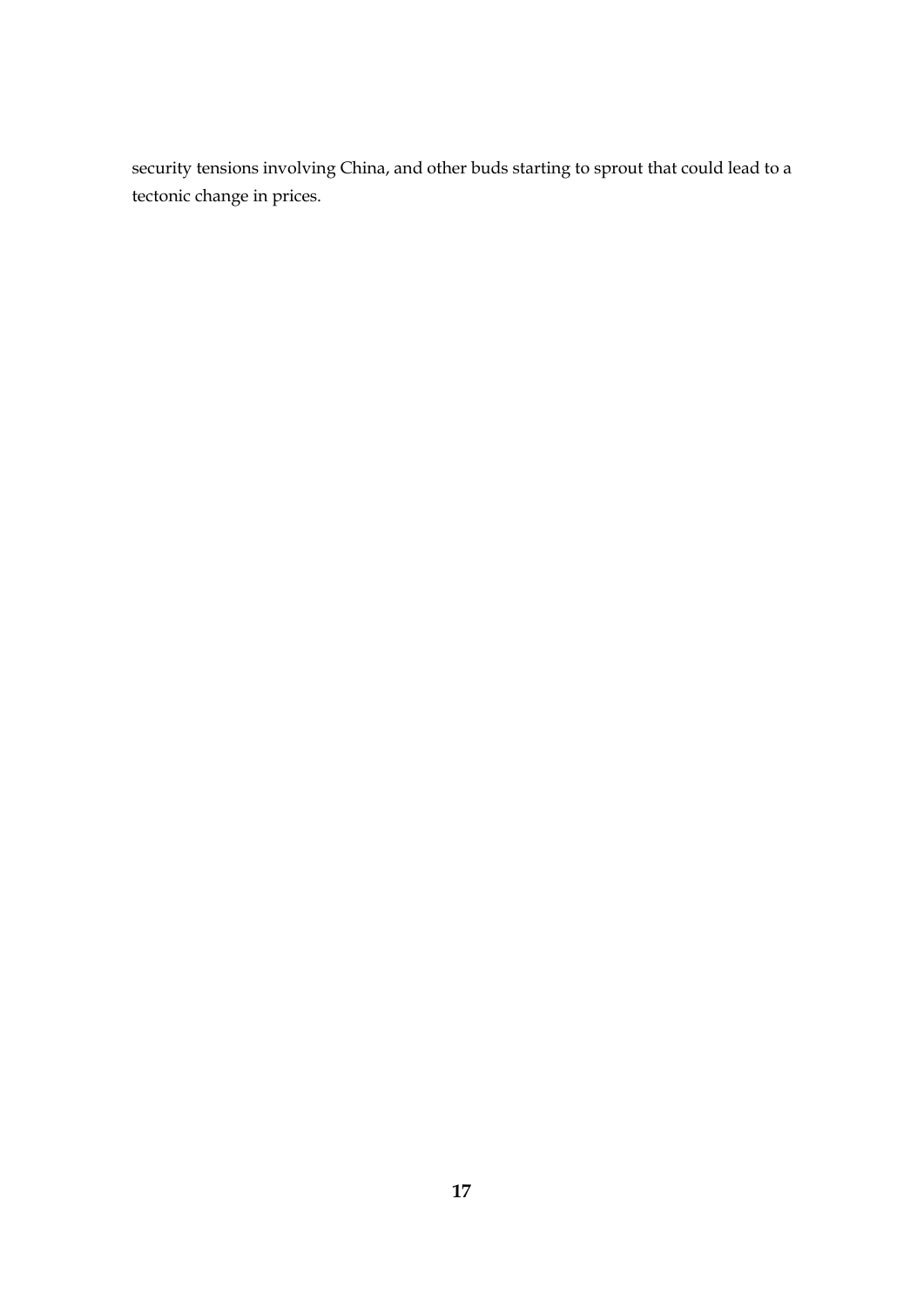security tensions involving China, and other buds starting to sprout that could lead to a tectonic change in prices.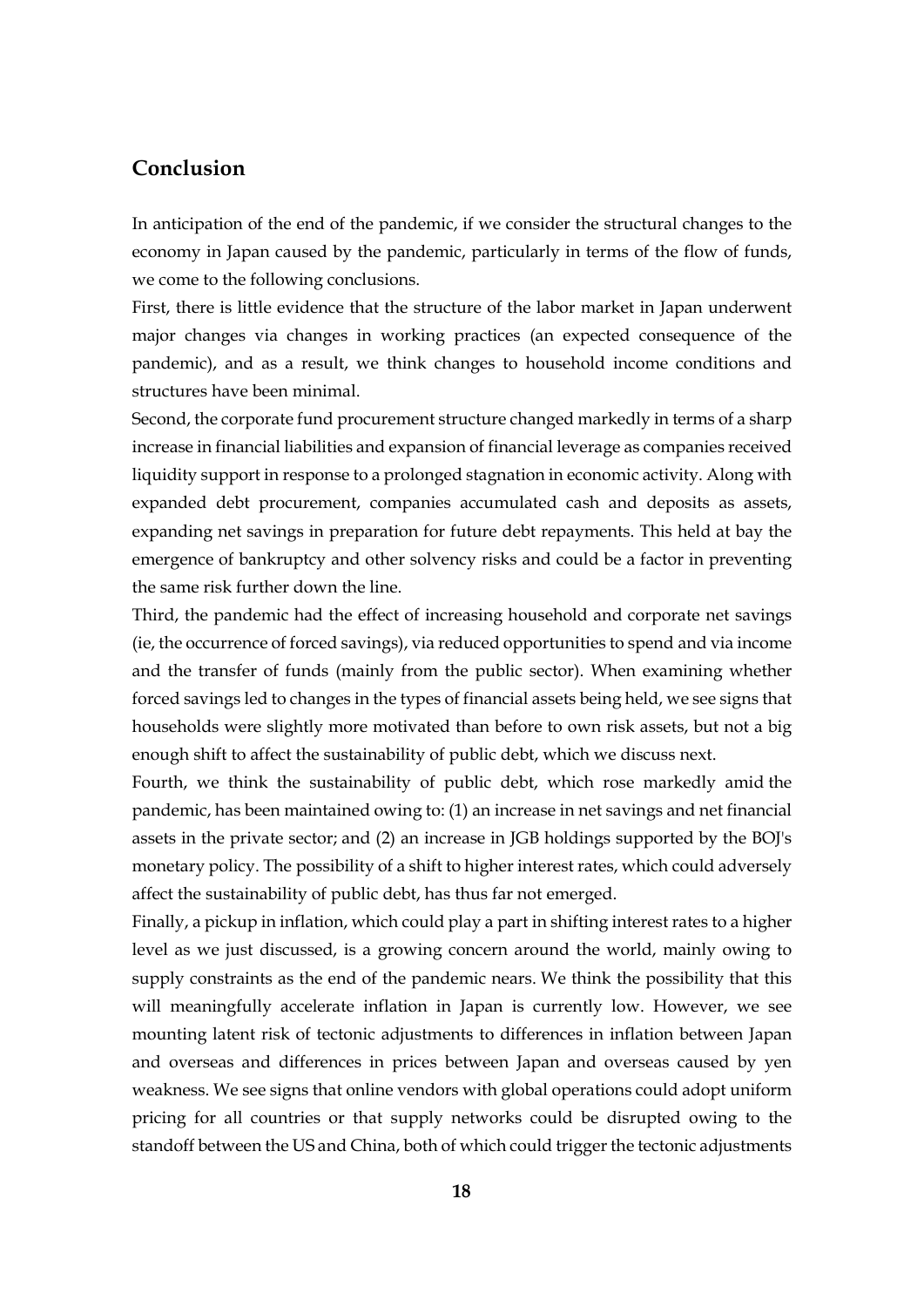## Conclusion

In anticipation of the end of the pandemic, if we consider the structural changes to the economy in Japan caused by the pandemic, particularly in terms of the flow of funds, we come to the following conclusions.

First, there is little evidence that the structure of the labor market in Japan underwent major changes via changes in working practices (an expected consequence of the pandemic), and as a result, we think changes to household income conditions and structures have been minimal.

Second, the corporate fund procurement structure changed markedly in terms of a sharp increase in financial liabilities and expansion of financial leverage as companies received liquidity support in response to a prolonged stagnation in economic activity. Along with expanded debt procurement, companies accumulated cash and deposits as assets, expanding net savings in preparation for future debt repayments. This held at bay the emergence of bankruptcy and other solvency risks and could be a factor in preventing the same risk further down the line.

Third, the pandemic had the effect of increasing household and corporate net savings (ie, the occurrence of forced savings), via reduced opportunities to spend and via income and the transfer of funds (mainly from the public sector). When examining whether forced savings led to changes in the types of financial assets being held, we see signs that households were slightly more motivated than before to own risk assets, but not a big enough shift to affect the sustainability of public debt, which we discuss next.

Fourth, we think the sustainability of public debt, which rose markedly amid the pandemic, has been maintained owing to: (1) an increase in net savings and net financial assets in the private sector; and (2) an increase in JGB holdings supported by the BOJ's monetary policy. The possibility of a shift to higher interest rates, which could adversely affect the sustainability of public debt, has thus far not emerged.

Finally, a pickup in inflation, which could play a part in shifting interest rates to a higher level as we just discussed, is a growing concern around the world, mainly owing to supply constraints as the end of the pandemic nears. We think the possibility that this will meaningfully accelerate inflation in Japan is currently low. However, we see mounting latent risk of tectonic adjustments to differences in inflation between Japan and overseas and differences in prices between Japan and overseas caused by yen weakness. We see signs that online vendors with global operations could adopt uniform pricing for all countries or that supply networks could be disrupted owing to the standoff between the US and China, both of which could trigger the tectonic adjustments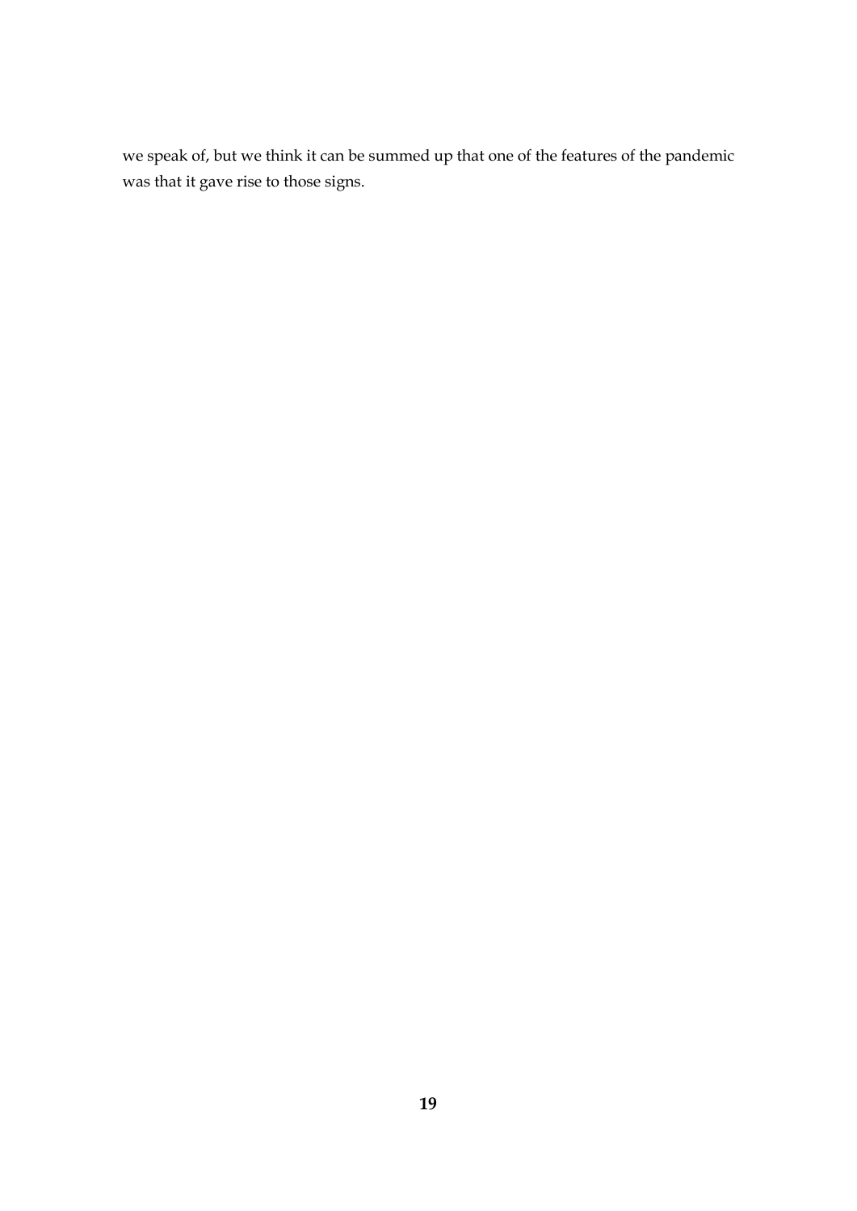we speak of, but we think it can be summed up that one of the features of the pandemic was that it gave rise to those signs.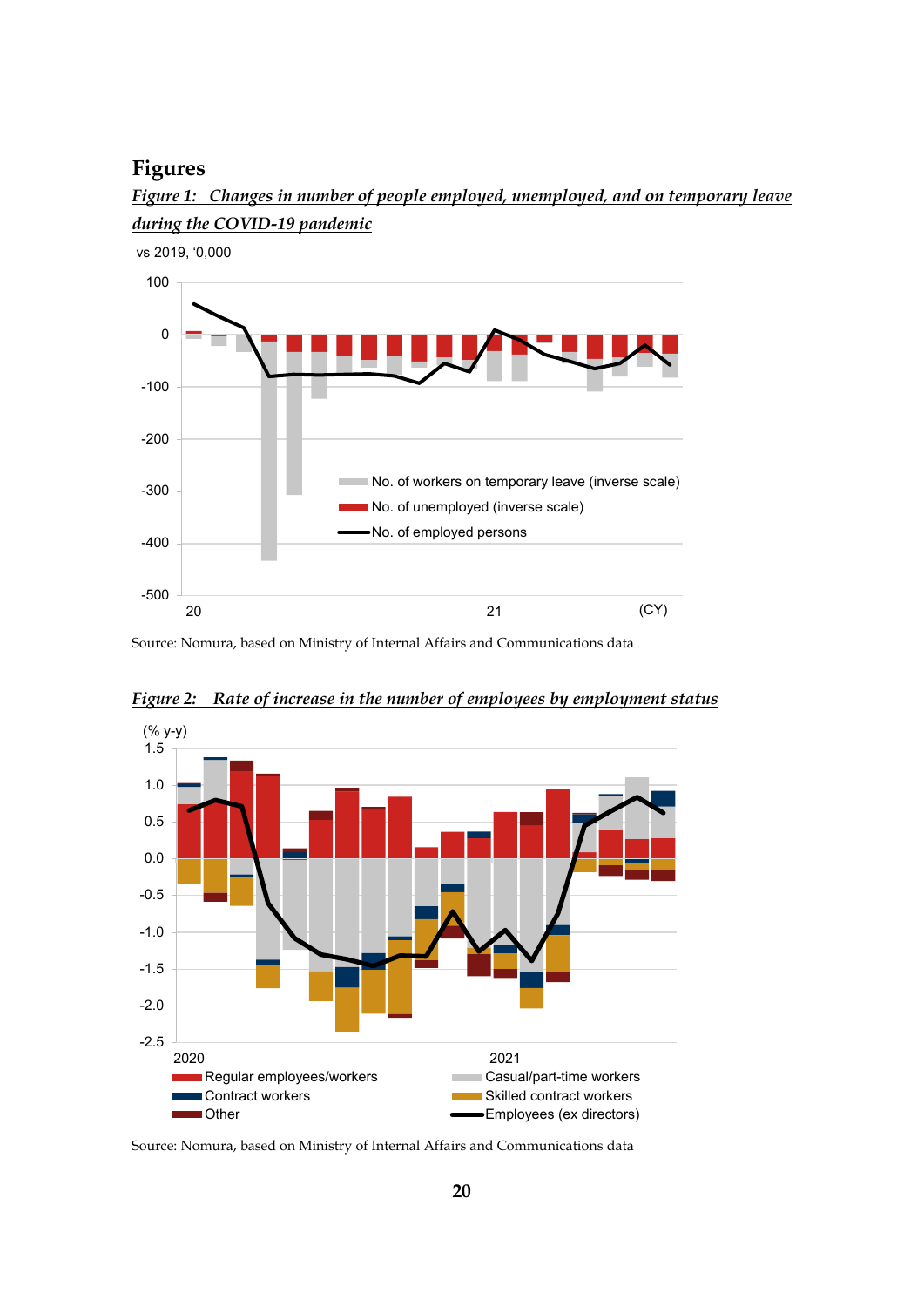# Figures

*Figure 1: Changes in number of people employed, unemployed, and on temporary leave during the COVID-19 pandemic*

vs 2019, '0,000

No. of workers on temporary leave (inverse scale)
No. of unemployed (inverse scale)
No. of employed persons

Source: Nomura, based on Ministry of Internal Affairs and Communications data

*Figure 2: Rate of increase in the number of employees by employment status*

(% y-y)

Regular employees/workers
Casual/part-time workers
Contract workers
Skilled contract workers
Other
Employees (ex directors)

Source: Nomura, based on Ministry of Internal Affairs and Communications data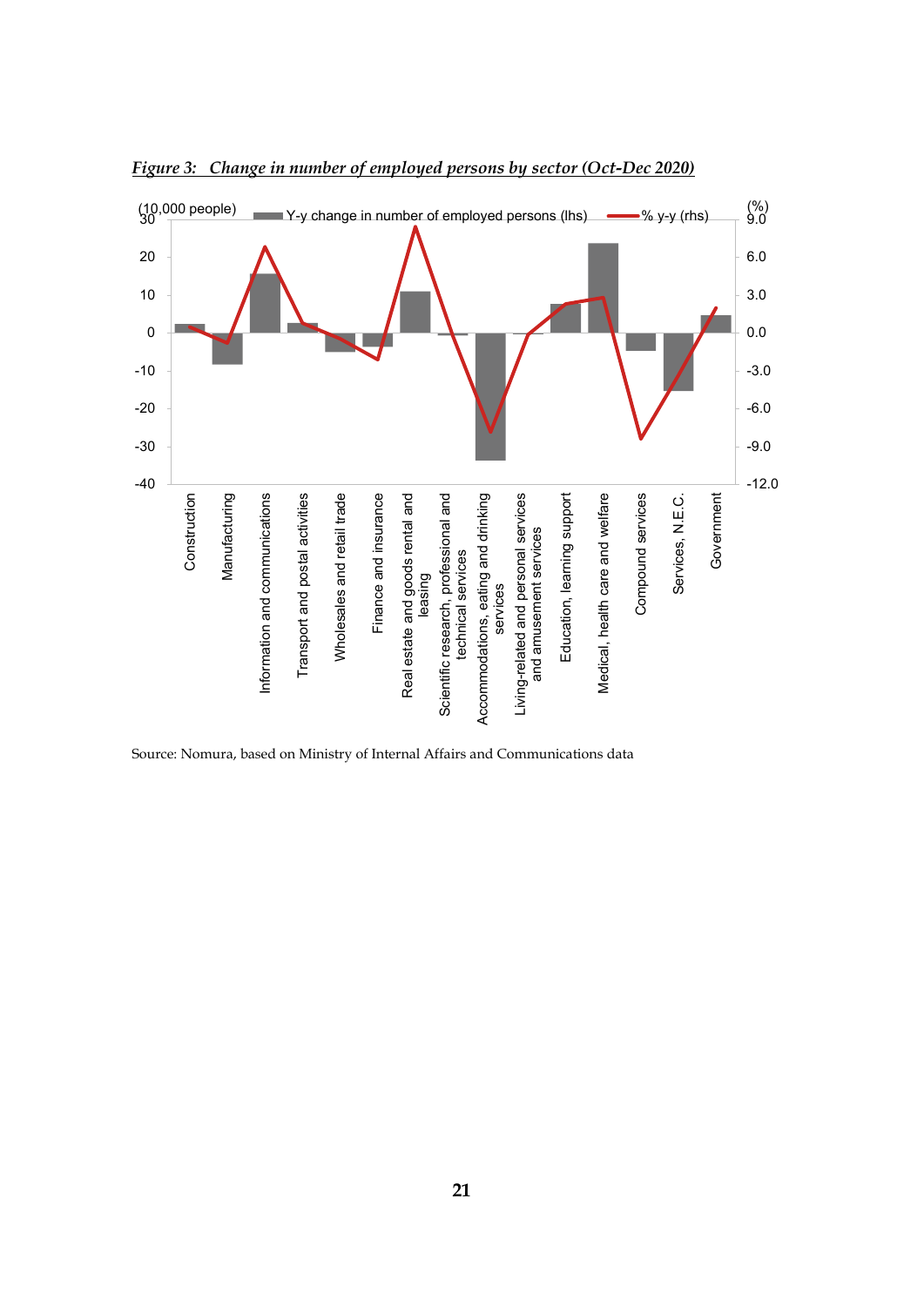***Figure 3: Change in number of employed persons by sector (Oct-Dec 2020)***

Source: Nomura, based on Ministry of Internal Affairs and Communications data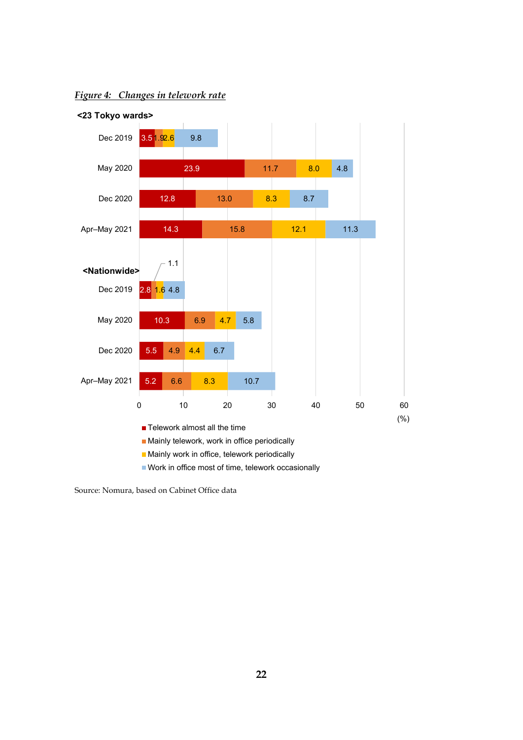*Figure 4: Changes in telework rate*

**<23 Tokyo wards>**

| | Telework almost all the time | Mainly telework, work in office periodically | Mainly work in office, telework periodically | Work in office most of time, telework occasionally |
|---|---|---|---|---|
| Dec 2019 | 3.5 | 1.9 | 2.6 | 9.8 |
| May 2020 | 23.9 | 11.7 | 8.0 | 4.8 |
| Dec 2020 | 12.8 | 13.0 | 8.3 | 8.7 |
| Apr–May 2021 | 14.3 | 15.8 | 12.1 | 11.3 |

**<Nationwide>**

| | Telework almost all the time | Mainly telework, work in office periodically | Mainly work in office, telework periodically | Work in office most of time, telework occasionally |
|---|---|---|---|---|
| Dec 2019 | 2.8 | 1.1 | 1.6 | 4.8 |
| May 2020 | 10.3 | 6.9 | 4.7 | 5.8 |
| Dec 2020 | 5.5 | 4.9 | 4.4 | 6.7 |
| Apr–May 2021 | 5.2 | 6.6 | 8.3 | 10.7 |

(%)

Source: Nomura, based on Cabinet Office data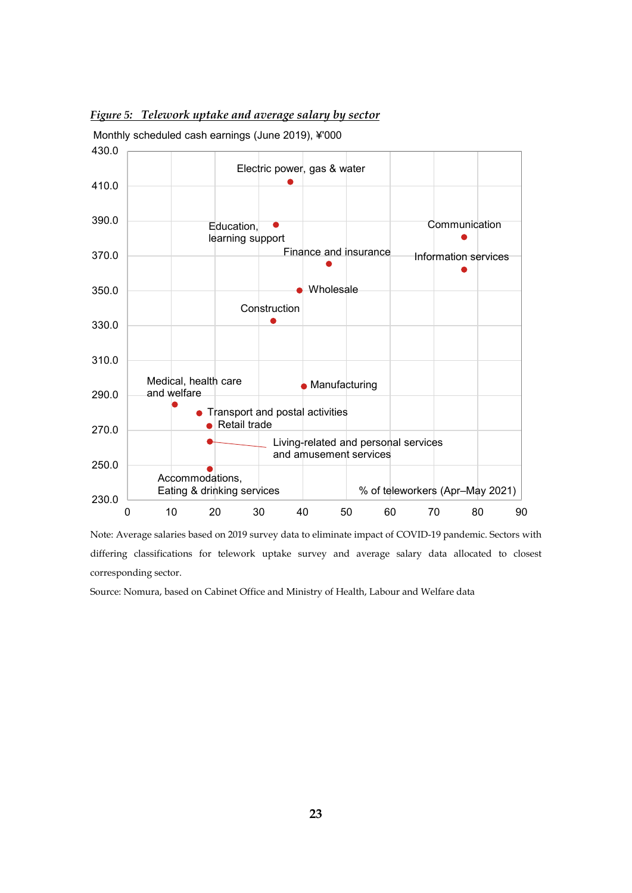*Figure 5: Telework uptake and average salary by sector*

Monthly scheduled cash earnings (June 2019), ¥'000

| Sector | % of teleworkers (Apr–May 2021) | Monthly scheduled cash earnings (June 2019), ¥'000 |
|---|---|---|
| Electric power, gas & water | ~37 | ~412 |
| Education, learning support | ~34 | ~388 |
| Communication | ~77 | ~381 |
| Finance and insurance | ~46 | ~365 |
| Information services | ~77 | ~362 |
| Wholesale | ~40 | ~350 |
| Construction | ~33 | ~332 |
| Manufacturing | ~40 | ~294 |
| Medical, health care and welfare | ~11 | ~284 |
| Transport and postal activities | ~16 | ~279 |
| Retail trade | ~19 | ~272 |
| Living-related and personal services and amusement services | ~19 | ~263 |
| Accommodations, Eating & drinking services | ~19 | ~248 |

Note: Average salaries based on 2019 survey data to eliminate impact of COVID-19 pandemic. Sectors with differing classifications for telework uptake survey and average salary data allocated to closest corresponding sector.

Source: Nomura, based on Cabinet Office and Ministry of Health, Labour and Welfare data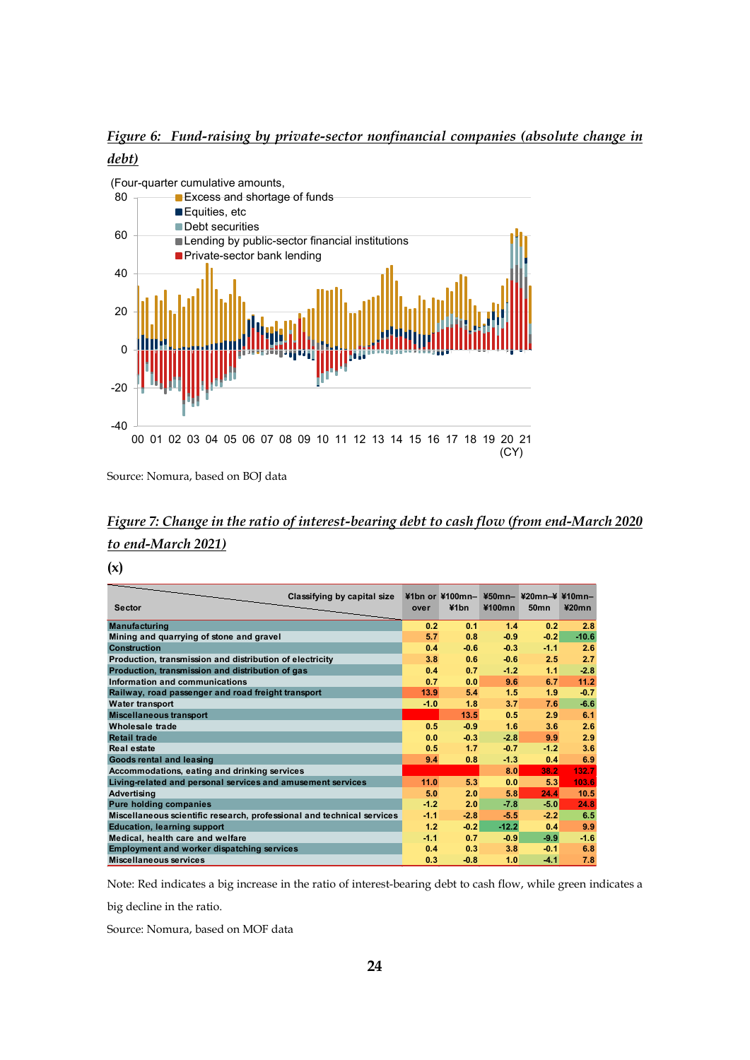*Figure 6: Fund-raising by private-sector nonfinancial companies (absolute change in debt)*

(Four-quarter cumulative amounts,

- Excess and shortage of funds
- Equities, etc
- Debt securities
- Lending by public-sector financial institutions
- Private-sector bank lending

Source: Nomura, based on BOJ data

*Figure 7: Change in the ratio of interest-bearing debt to cash flow (from end-March 2020 to end-March 2021)*

**(x)**

| Sector \ Classifying by capital size | ¥1bn or over | ¥100mn–¥1bn | ¥50mn–¥100mn | ¥20mn–¥50mn | ¥10mn–¥20mn |
|---|---|---|---|---|---|
| Manufacturing | 0.2 | 0.1 | 1.4 | 0.2 | 2.8 |
| Mining and quarrying of stone and gravel | 5.7 | 0.8 | -0.9 | -0.2 | -10.6 |
| Construction | 0.4 | -0.6 | -0.3 | -1.1 | 2.6 |
| Production, transmission and distribution of electricity | 3.8 | 0.6 | -0.6 | 2.5 | 2.7 |
| Production, transmission and distribution of gas | 0.4 | 0.7 | -1.2 | 1.1 | -2.8 |
| Information and communications | 0.7 | 0.0 | 9.6 | 6.7 | 11.2 |
| Railway, road passenger and road freight transport | 13.9 | 5.4 | 1.5 | 1.9 | -0.7 |
| Water transport | -1.0 | 1.8 | 3.7 | 7.6 | -6.6 |
| Miscellaneous transport | | 13.5 | 0.5 | 2.9 | 6.1 |
| Wholesale trade | 0.5 | -0.9 | 1.6 | 3.6 | 2.6 |
| Retail trade | 0.0 | -0.3 | -2.8 | 9.9 | 2.9 |
| Real estate | 0.5 | 1.7 | -0.7 | -1.2 | 3.6 |
| Goods rental and leasing | 9.4 | 0.8 | -1.3 | 0.4 | 6.9 |
| Accommodations, eating and drinking services | | | 8.0 | 38.2 | 132.7 |
| Living-related and personal services and amusement services | 11.0 | 5.3 | 0.0 | 5.3 | 103.6 |
| Advertising | 5.0 | 2.0 | 5.8 | 24.4 | 10.5 |
| Pure holding companies | -1.2 | 2.0 | -7.8 | -5.0 | 24.8 |
| Miscellaneous scientific research, professional and technical services | -1.1 | -2.8 | -5.5 | -2.2 | 6.5 |
| Education, learning support | 1.2 | -0.2 | -12.2 | 0.4 | 9.9 |
| Medical, health care and welfare | -1.1 | 0.7 | -0.9 | -9.9 | -1.6 |
| Employment and worker dispatching services | 0.4 | 0.3 | 3.8 | -0.1 | 6.8 |
| Miscellaneous services | 0.3 | -0.8 | 1.0 | -4.1 | 7.8 |

Note: Red indicates a big increase in the ratio of interest-bearing debt to cash flow, while green indicates a big decline in the ratio.

Source: Nomura, based on MOF data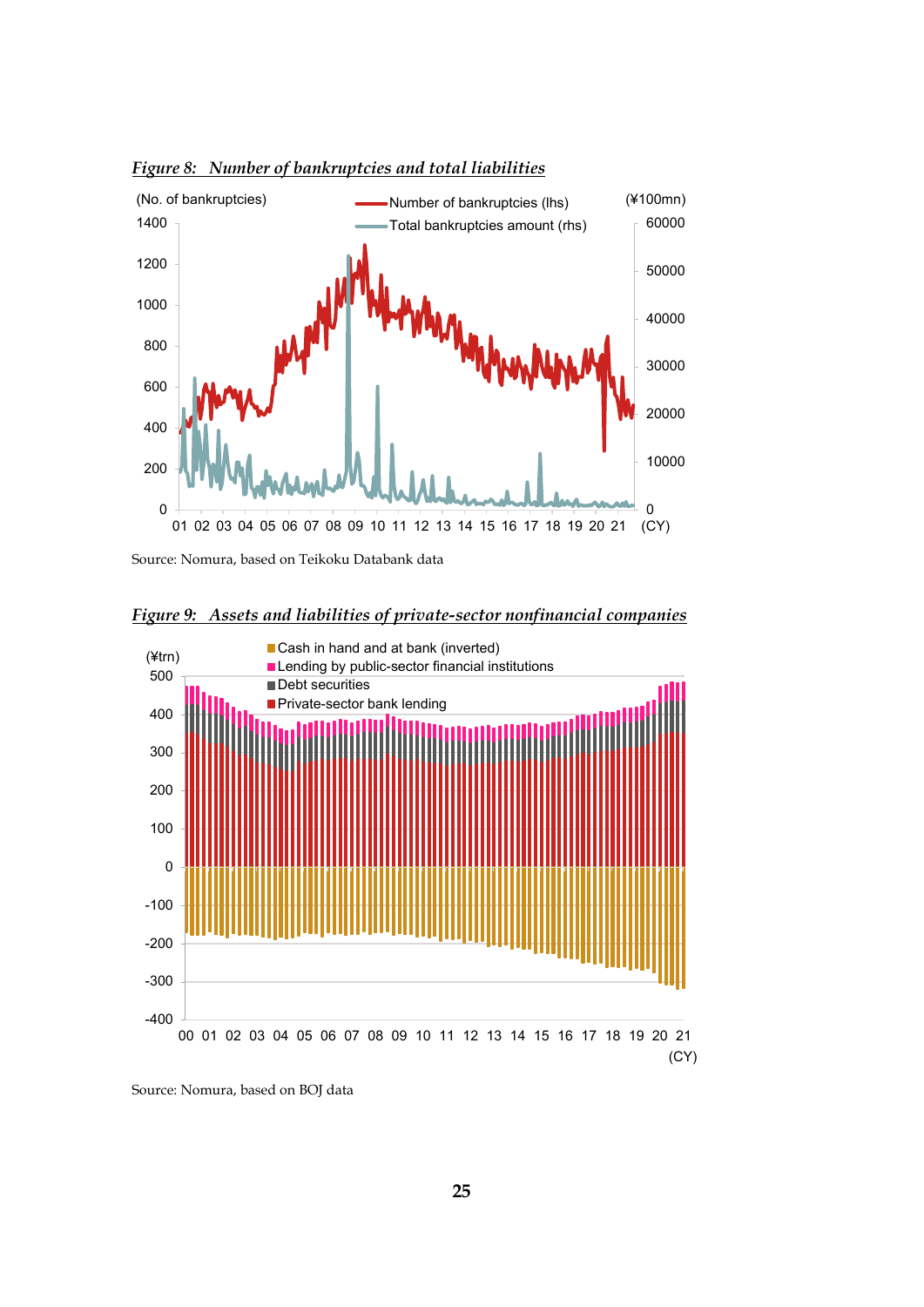***Figure 8: Number of bankruptcies and total liabilities***

Source: Nomura, based on Teikoku Databank data

***Figure 9: Assets and liabilities of private-sector nonfinancial companies***

Source: Nomura, based on BOJ data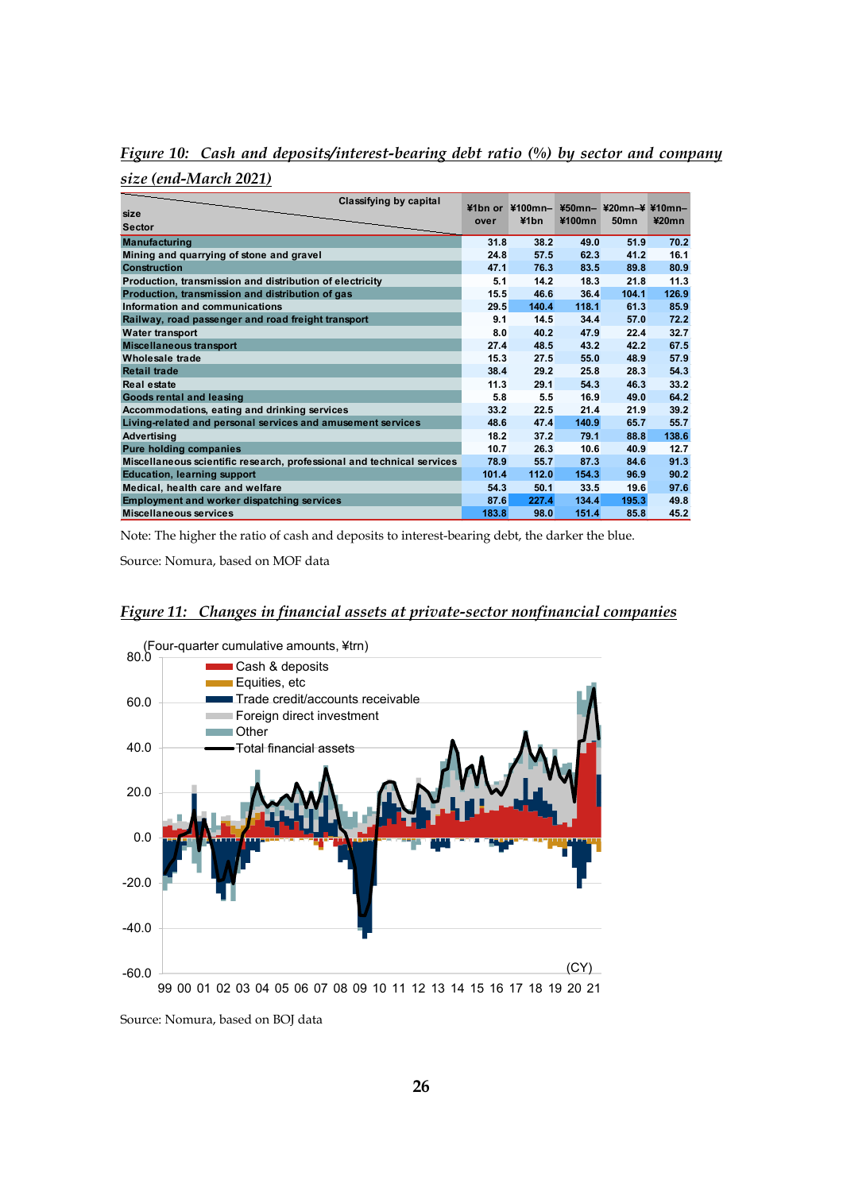*Figure 10: Cash and deposits/interest-bearing debt ratio (%) by sector and company size (end-March 2021)*

| Sector \ size (Classifying by capital) | ¥1bn or over | ¥100mn–¥1bn | ¥50mn–¥100mn | ¥20mn–¥50mn | ¥10mn–¥20mn |
|---|---|---|---|---|---|
| Manufacturing | 31.8 | 38.2 | 49.0 | 51.9 | 70.2 |
| Mining and quarrying of stone and gravel | 24.8 | 57.5 | 62.3 | 41.2 | 16.1 |
| Construction | 47.1 | 76.3 | 83.5 | 89.8 | 80.9 |
| Production, transmission and distribution of electricity | 5.1 | 14.2 | 18.3 | 21.8 | 11.3 |
| Production, transmission and distribution of gas | 15.5 | 46.6 | 36.4 | 104.1 | 126.9 |
| Information and communications | 29.5 | 140.4 | 118.1 | 61.3 | 85.9 |
| Railway, road passenger and road freight transport | 9.1 | 14.5 | 34.4 | 57.0 | 72.2 |
| Water transport | 8.0 | 40.2 | 47.9 | 22.4 | 32.7 |
| Miscellaneous transport | 27.4 | 48.5 | 43.2 | 42.2 | 67.5 |
| Wholesale trade | 15.3 | 27.5 | 55.0 | 48.9 | 57.9 |
| Retail trade | 38.4 | 29.2 | 25.8 | 28.3 | 54.3 |
| Real estate | 11.3 | 29.1 | 54.3 | 46.3 | 33.2 |
| Goods rental and leasing | 5.8 | 5.5 | 16.9 | 49.0 | 64.2 |
| Accommodations, eating and drinking services | 33.2 | 22.5 | 21.4 | 21.9 | 39.2 |
| Living-related and personal services and amusement services | 48.6 | 47.4 | 140.9 | 65.7 | 55.7 |
| Advertising | 18.2 | 37.2 | 79.1 | 88.8 | 138.6 |
| Pure holding companies | 10.7 | 26.3 | 10.6 | 40.9 | 12.7 |
| Miscellaneous scientific research, professional and technical services | 78.9 | 55.7 | 87.3 | 84.6 | 91.3 |
| Education, learning support | 101.4 | 112.0 | 154.3 | 96.9 | 90.2 |
| Medical, health care and welfare | 54.3 | 50.1 | 33.5 | 19.6 | 97.6 |
| Employment and worker dispatching services | 87.6 | 227.4 | 134.4 | 195.3 | 49.8 |
| Miscellaneous services | 183.8 | 98.0 | 151.4 | 85.8 | 45.2 |

Note: The higher the ratio of cash and deposits to interest-bearing debt, the darker the blue.

Source: Nomura, based on MOF data

*Figure 11: Changes in financial assets at private-sector nonfinancial companies*

Source: Nomura, based on BOJ data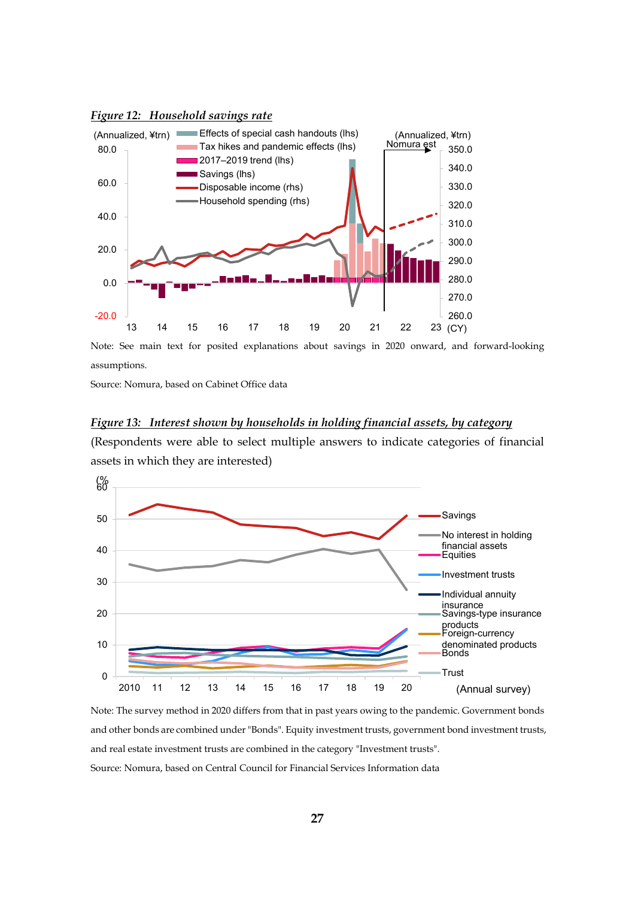*Figure 12: Household savings rate*

Note: See main text for posited explanations about savings in 2020 onward, and forward-looking assumptions.

Source: Nomura, based on Cabinet Office data

*Figure 13: Interest shown by households in holding financial assets, by category*

(Respondents were able to select multiple answers to indicate categories of financial assets in which they are interested)

Note: The survey method in 2020 differs from that in past years owing to the pandemic. Government bonds and other bonds are combined under "Bonds". Equity investment trusts, government bond investment trusts, and real estate investment trusts are combined in the category "Investment trusts".

Source: Nomura, based on Central Council for Financial Services Information data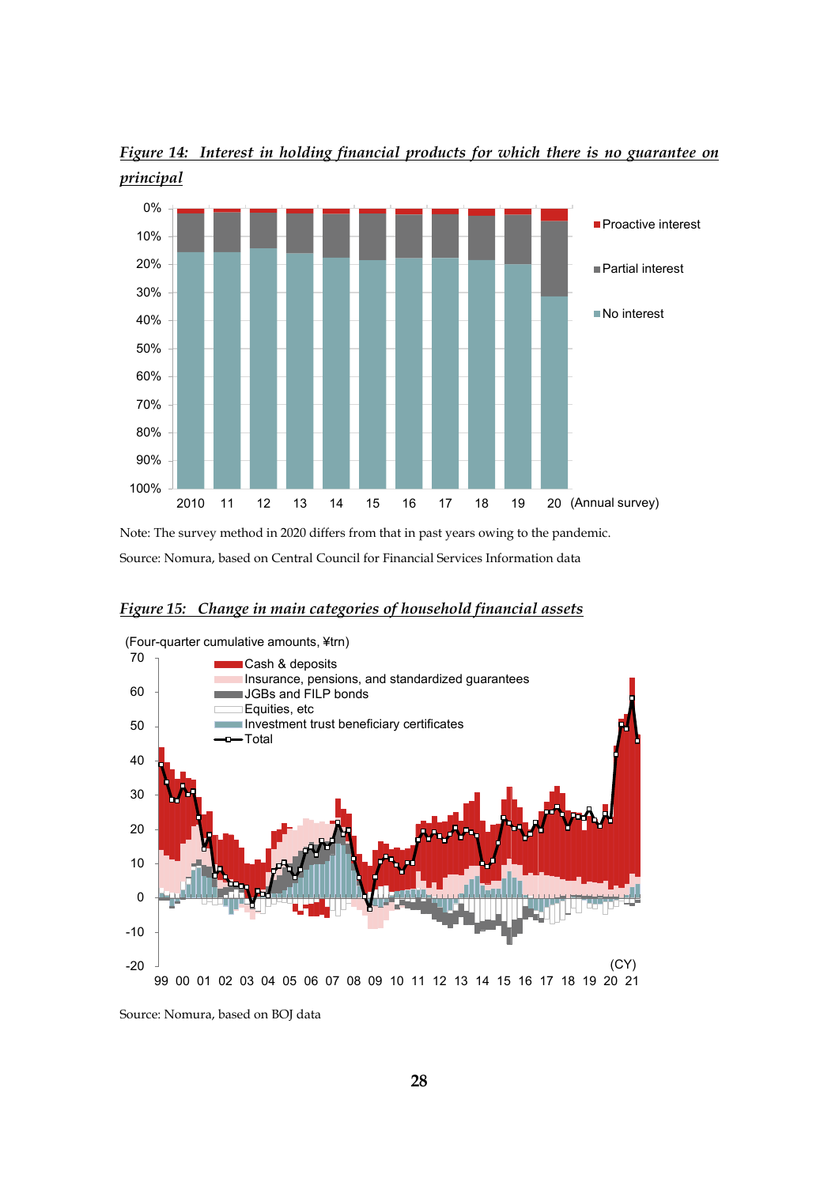***Figure 14: Interest in holding financial products for which there is no guarantee on principal***

Note: The survey method in 2020 differs from that in past years owing to the pandemic.

Source: Nomura, based on Central Council for Financial Services Information data

***Figure 15: Change in main categories of household financial assets***

Source: Nomura, based on BOJ data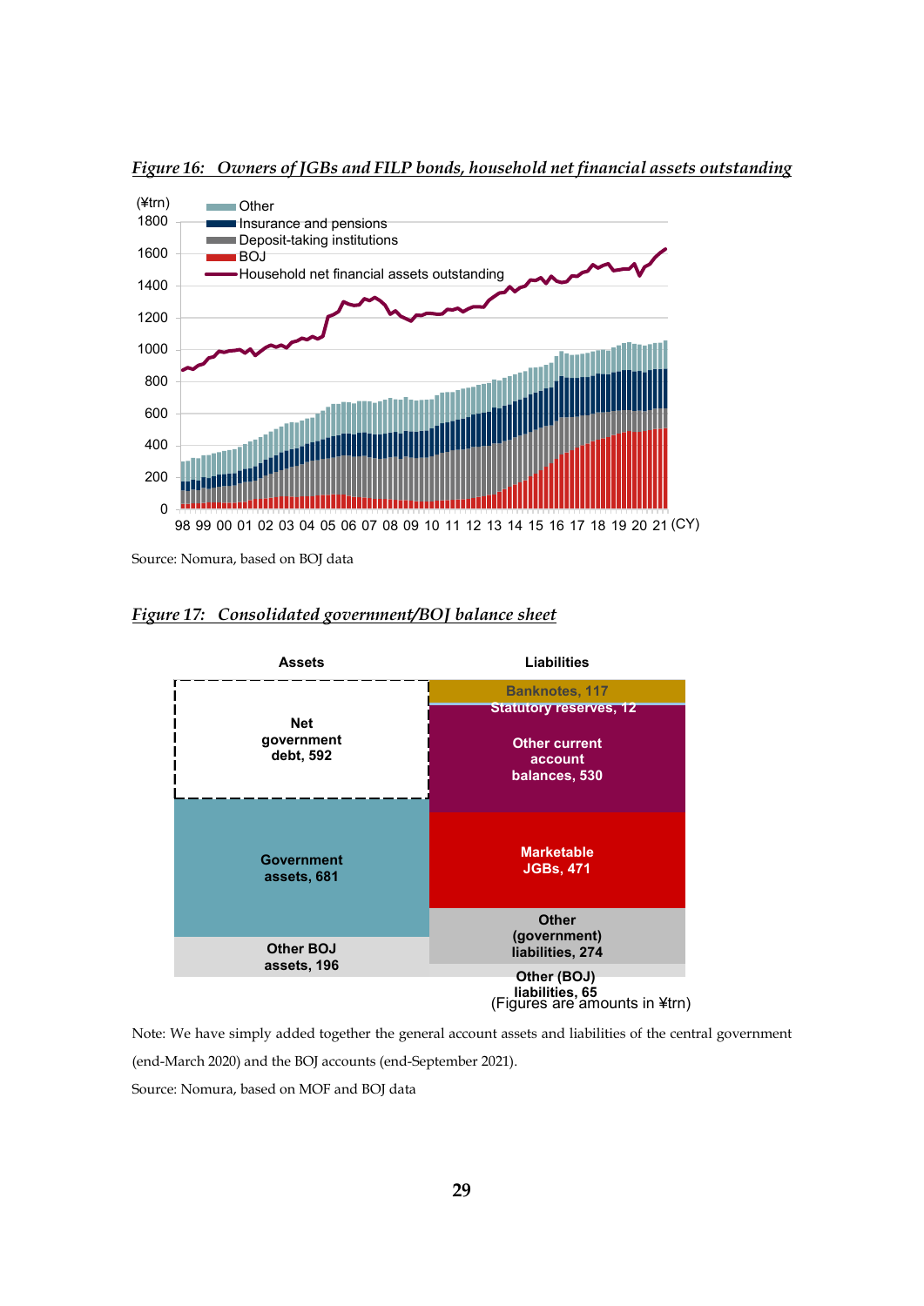*Figure 16: Owners of JGBs and FILP bonds, household net financial assets outstanding*

Source: Nomura, based on BOJ data

*Figure 17: Consolidated government/BOJ balance sheet*

| Assets | Liabilities |
|---|---|
| Net government debt, 592 | Banknotes, 117 |
| | Statutory reserves, 12 |
| | Other current account balances, 530 |
| Government assets, 681 | Marketable JGBs, 471 |
| | Other (government) liabilities, 274 |
| Other BOJ assets, 196 | Other (BOJ) liabilities, 65 |

(Figures are amounts in ¥trn)

Note: We have simply added together the general account assets and liabilities of the central government (end-March 2020) and the BOJ accounts (end-September 2021).

Source: Nomura, based on MOF and BOJ data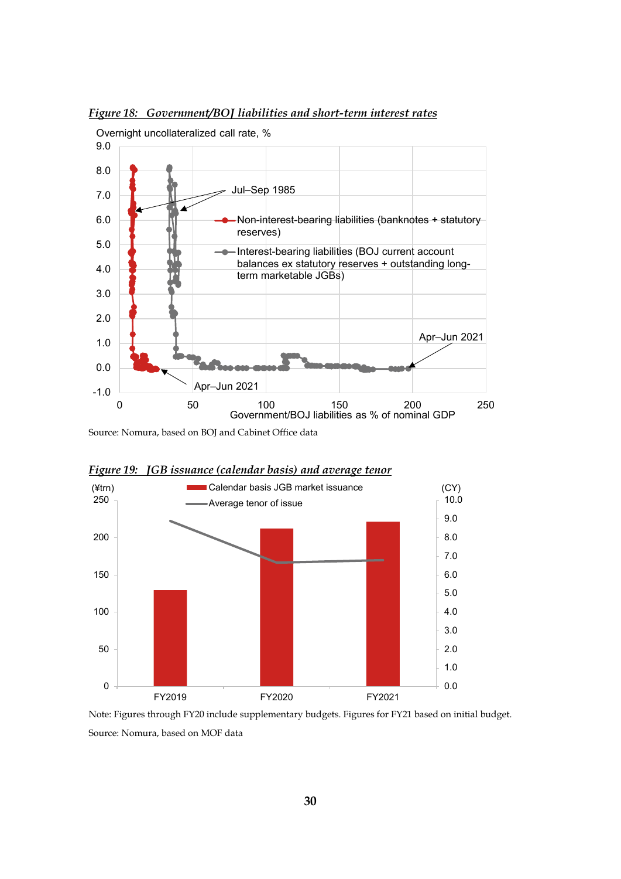*Figure 18: Government/BOJ liabilities and short-term interest rates*

Overnight uncollateralized call rate, %

Government/BOJ liabilities as % of nominal GDP

- Non-interest-bearing liabilities (banknotes + statutory reserves)
- Interest-bearing liabilities (BOJ current account balances ex statutory reserves + outstanding long-term marketable JGBs)

Jul–Sep 1985

Apr–Jun 2021

Source: Nomura, based on BOJ and Cabinet Office data

*Figure 19: JGB issuance (calendar basis) and average tenor*

(¥trn)

(CY)

- Calendar basis JGB market issuance
- Average tenor of issue

FY2019, FY2020, FY2021

Note: Figures through FY20 include supplementary budgets. Figures for FY21 based on initial budget.

Source: Nomura, based on MOF data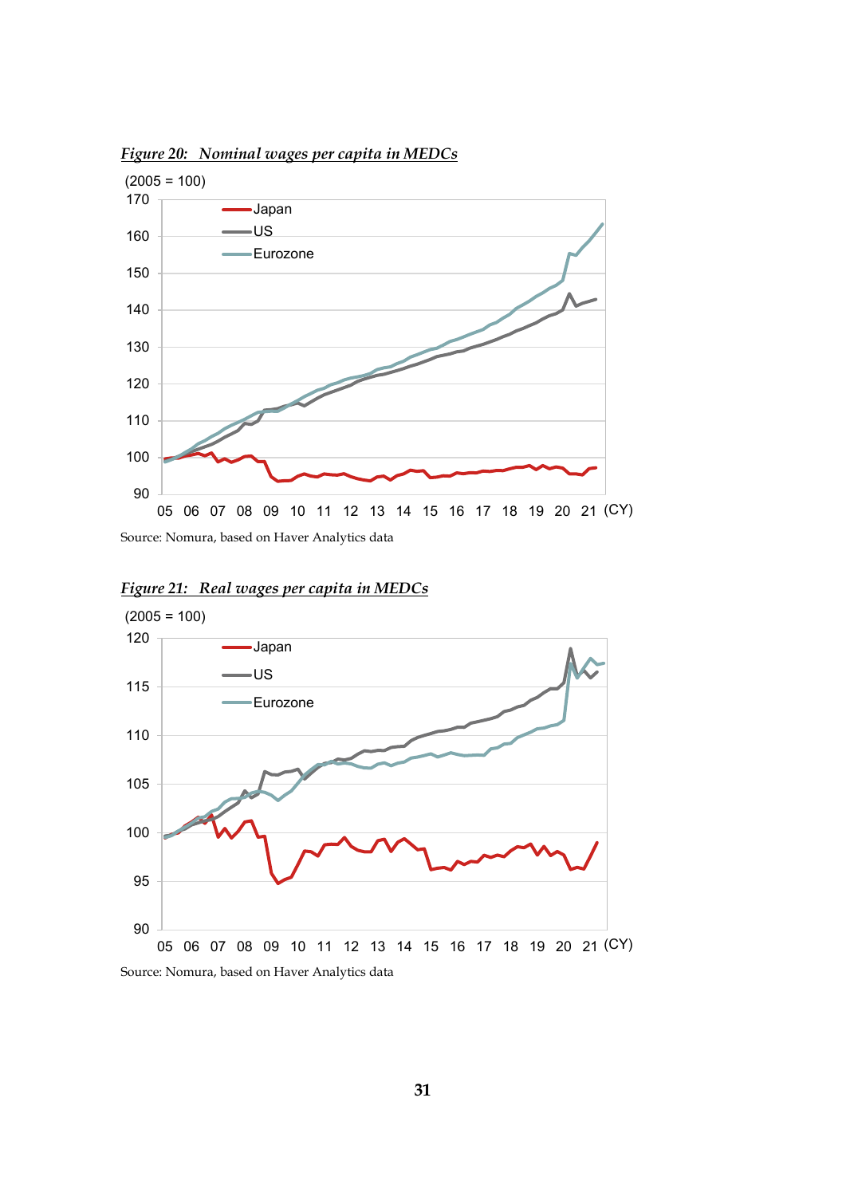***Figure 20: Nominal wages per capita in MEDCs***

Source: Nomura, based on Haver Analytics data

***Figure 21: Real wages per capita in MEDCs***

Source: Nomura, based on Haver Analytics data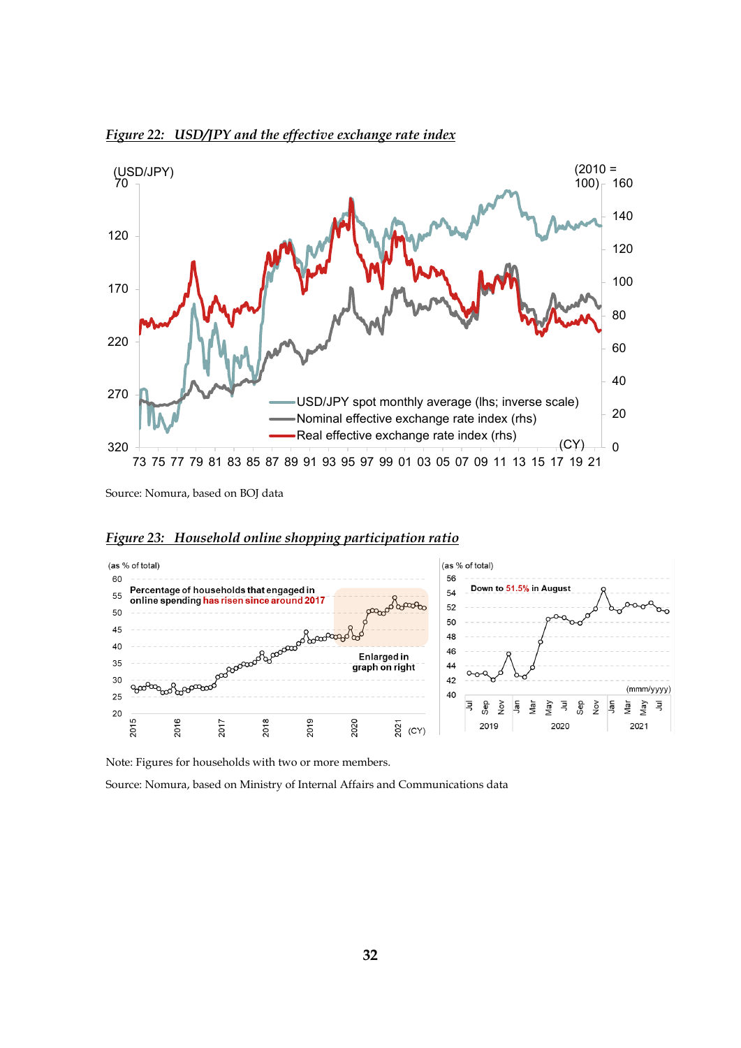***Figure 22: USD/JPY and the effective exchange rate index***

Source: Nomura, based on BOJ data

***Figure 23: Household online shopping participation ratio***

Note: Figures for households with two or more members.

Source: Nomura, based on Ministry of Internal Affairs and Communications data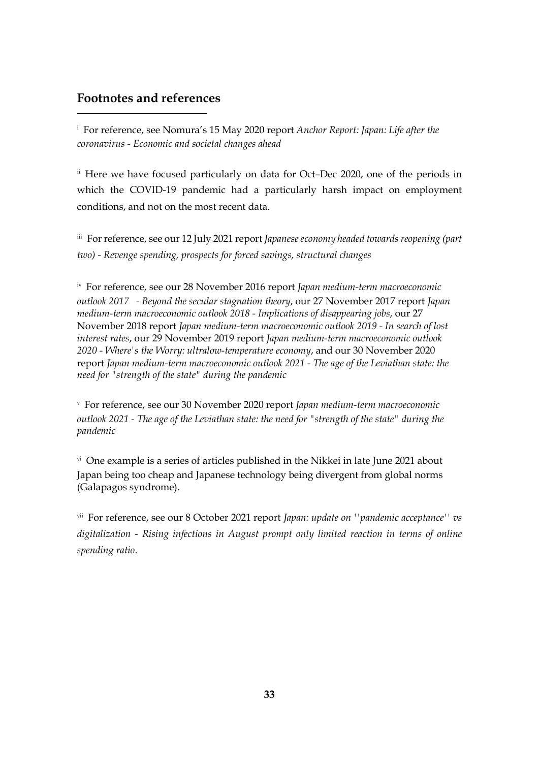## Footnotes and references

[i] For reference, see Nomura's 15 May 2020 report *Anchor Report: Japan: Life after the coronavirus - Economic and societal changes ahead*

[ii] Here we have focused particularly on data for Oct–Dec 2020, one of the periods in which the COVID-19 pandemic had a particularly harsh impact on employment conditions, and not on the most recent data.

[iii] For reference, see our 12 July 2021 report *Japanese economy headed towards reopening (part two) - Revenge spending, prospects for forced savings, structural changes*

[iv] For reference, see our 28 November 2016 report *Japan medium-term macroeconomic outlook 2017 - Beyond the secular stagnation theory*, our 27 November 2017 report *Japan medium-term macroeconomic outlook 2018 - Implications of disappearing jobs*, our 27 November 2018 report *Japan medium-term macroeconomic outlook 2019 - In search of lost interest rates*, our 29 November 2019 report *Japan medium-term macroeconomic outlook 2020 - Where's the Worry: ultralow-temperature economy*, and our 30 November 2020 report *Japan medium-term macroeconomic outlook 2021 - The age of the Leviathan state: the need for "strength of the state" during the pandemic*

[v] For reference, see our 30 November 2020 report *Japan medium-term macroeconomic outlook 2021 - The age of the Leviathan state: the need for "strength of the state" during the pandemic*

[vi] One example is a series of articles published in the Nikkei in late June 2021 about Japan being too cheap and Japanese technology being divergent from global norms (Galapagos syndrome).

[vii] For reference, see our 8 October 2021 report *Japan: update on ''pandemic acceptance'' vs digitalization - Rising infections in August prompt only limited reaction in terms of online spending ratio*.